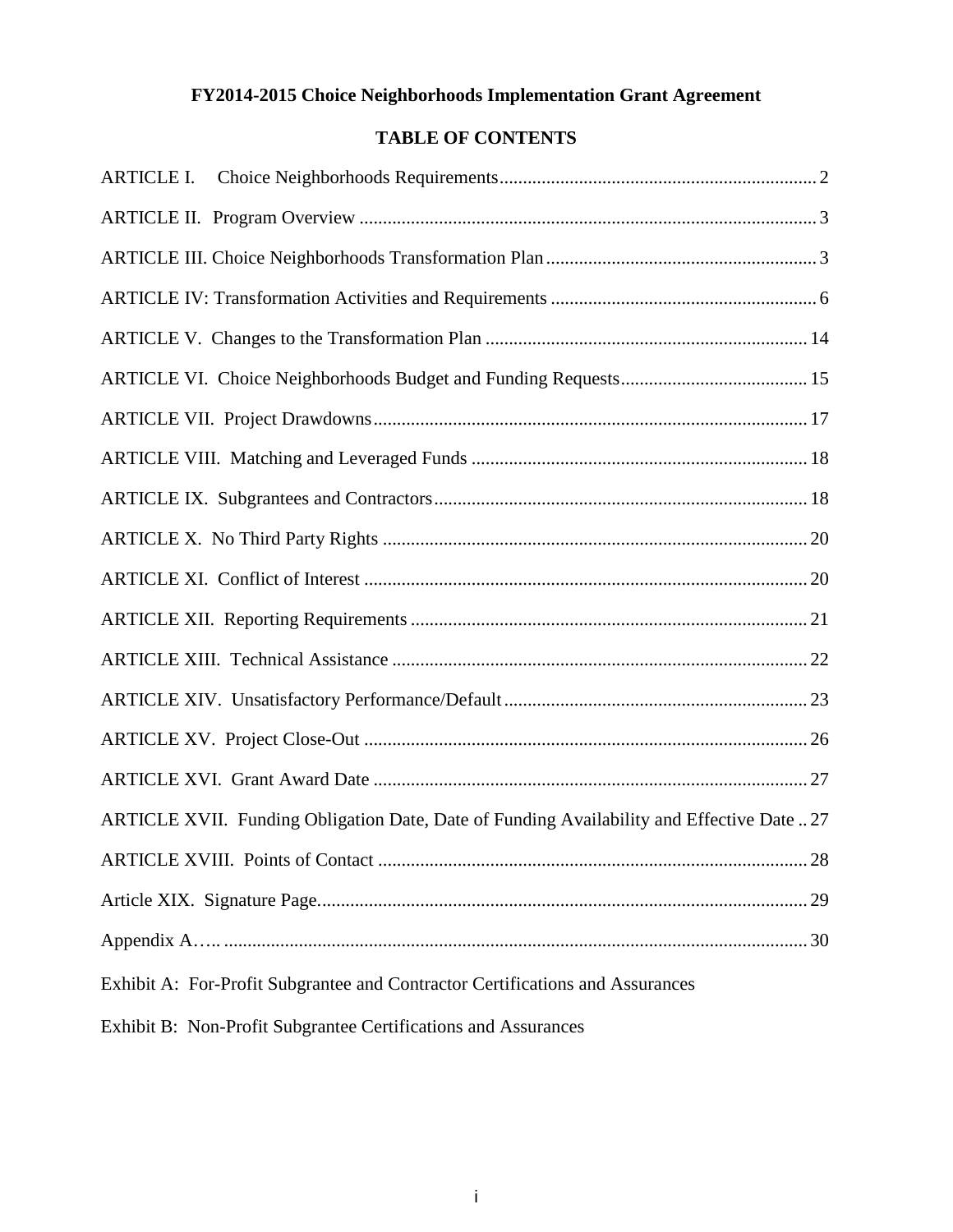# FY2014-2015 Choice Neighborhoods Implementation Grant Agreement

## TABLE OF CONTENTS

ARTICLE I. Choice Neighborhoods Requirements .......... 2

ARTICLE II. Program Overview .......... 3

ARTICLE III. Choice Neighborhoods Transformation Plan .......... 3

ARTICLE IV: Transformation Activities and Requirements .......... 6

ARTICLE V. Changes to the Transformation Plan .......... 14

ARTICLE VI. Choice Neighborhoods Budget and Funding Requests .......... 15

ARTICLE VII. Project Drawdowns .......... 17

ARTICLE VIII. Matching and Leveraged Funds .......... 18

ARTICLE IX. Subgrantees and Contractors .......... 18

ARTICLE X. No Third Party Rights .......... 20

ARTICLE XI. Conflict of Interest .......... 20

ARTICLE XII. Reporting Requirements .......... 21

ARTICLE XIII. Technical Assistance .......... 22

ARTICLE XIV. Unsatisfactory Performance/Default .......... 23

ARTICLE XV. Project Close-Out .......... 26

ARTICLE XVI. Grant Award Date .......... 27

ARTICLE XVII. Funding Obligation Date, Date of Funding Availability and Effective Date .. 27

ARTICLE XVIII. Points of Contact .......... 28

Article XIX. Signature Page .......... 29

Appendix A….. .......... 30

Exhibit A: For-Profit Subgrantee and Contractor Certifications and Assurances

Exhibit B: Non-Profit Subgrantee Certifications and Assurances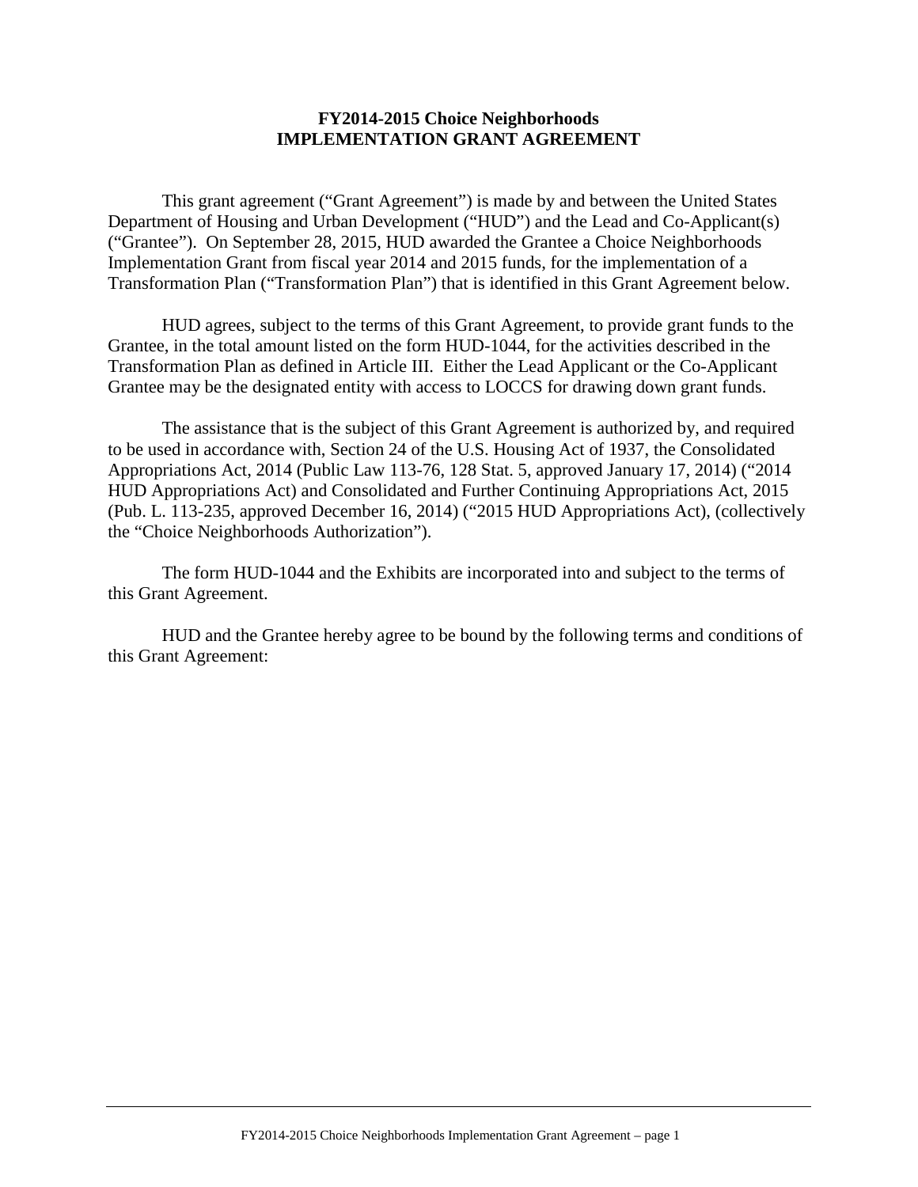# FY2014-2015 Choice Neighborhoods
# IMPLEMENTATION GRANT AGREEMENT

This grant agreement ("Grant Agreement") is made by and between the United States Department of Housing and Urban Development ("HUD") and the Lead and Co-Applicant(s) ("Grantee"). On September 28, 2015, HUD awarded the Grantee a Choice Neighborhoods Implementation Grant from fiscal year 2014 and 2015 funds, for the implementation of a Transformation Plan ("Transformation Plan") that is identified in this Grant Agreement below.

HUD agrees, subject to the terms of this Grant Agreement, to provide grant funds to the Grantee, in the total amount listed on the form HUD-1044, for the activities described in the Transformation Plan as defined in Article III. Either the Lead Applicant or the Co-Applicant Grantee may be the designated entity with access to LOCCS for drawing down grant funds.

The assistance that is the subject of this Grant Agreement is authorized by, and required to be used in accordance with, Section 24 of the U.S. Housing Act of 1937, the Consolidated Appropriations Act, 2014 (Public Law 113-76, 128 Stat. 5, approved January 17, 2014) ("2014 HUD Appropriations Act) and Consolidated and Further Continuing Appropriations Act, 2015 (Pub. L. 113-235, approved December 16, 2014) ("2015 HUD Appropriations Act), (collectively the "Choice Neighborhoods Authorization").

The form HUD-1044 and the Exhibits are incorporated into and subject to the terms of this Grant Agreement.

HUD and the Grantee hereby agree to be bound by the following terms and conditions of this Grant Agreement: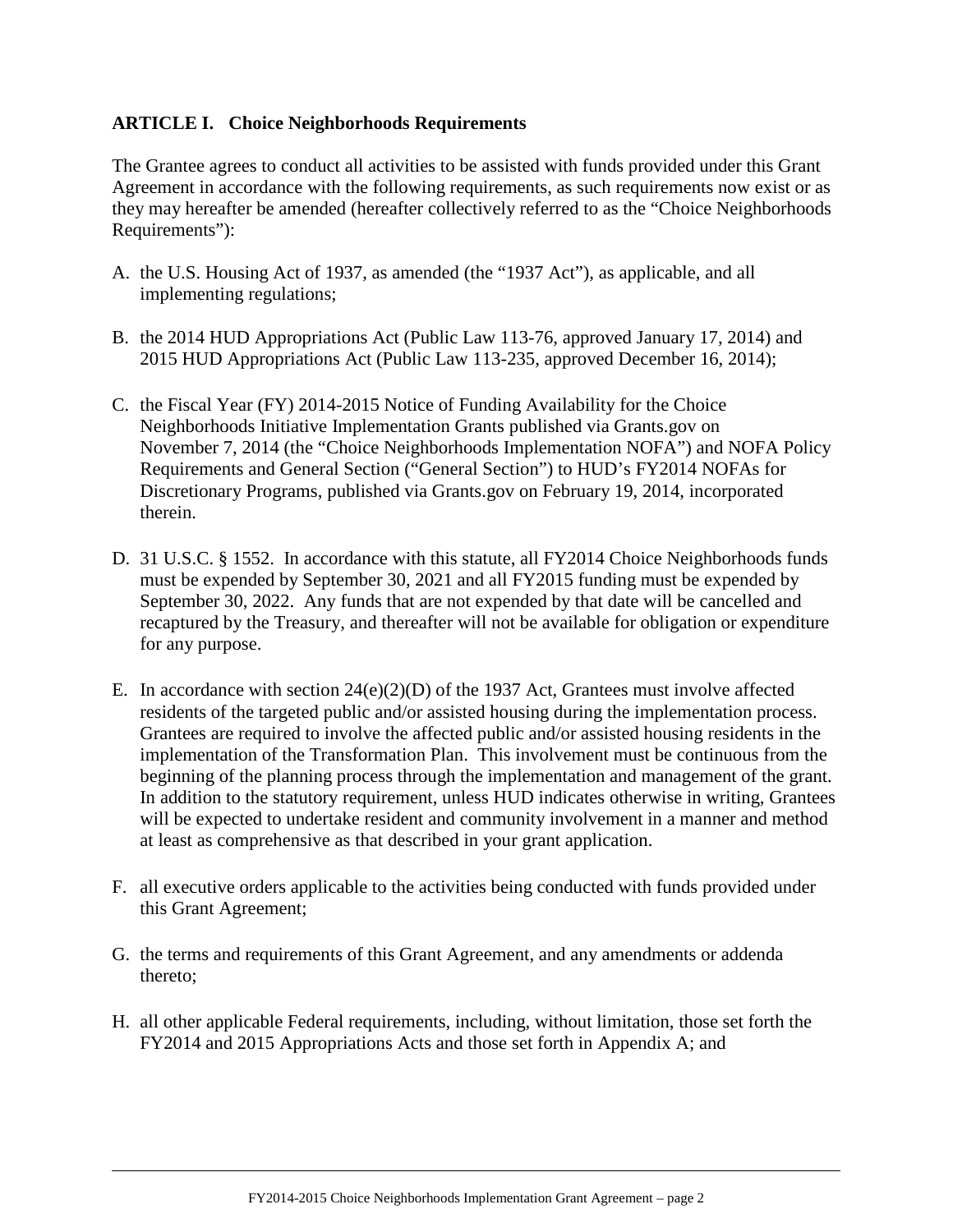## ARTICLE I. Choice Neighborhoods Requirements

The Grantee agrees to conduct all activities to be assisted with funds provided under this Grant Agreement in accordance with the following requirements, as such requirements now exist or as they may hereafter be amended (hereafter collectively referred to as the "Choice Neighborhoods Requirements"):

A. the U.S. Housing Act of 1937, as amended (the "1937 Act"), as applicable, and all implementing regulations;

B. the 2014 HUD Appropriations Act (Public Law 113-76, approved January 17, 2014) and 2015 HUD Appropriations Act (Public Law 113-235, approved December 16, 2014);

C. the Fiscal Year (FY) 2014-2015 Notice of Funding Availability for the Choice Neighborhoods Initiative Implementation Grants published via Grants.gov on November 7, 2014 (the "Choice Neighborhoods Implementation NOFA") and NOFA Policy Requirements and General Section ("General Section") to HUD's FY2014 NOFAs for Discretionary Programs, published via Grants.gov on February 19, 2014, incorporated therein.

D. 31 U.S.C. § 1552. In accordance with this statute, all FY2014 Choice Neighborhoods funds must be expended by September 30, 2021 and all FY2015 funding must be expended by September 30, 2022. Any funds that are not expended by that date will be cancelled and recaptured by the Treasury, and thereafter will not be available for obligation or expenditure for any purpose.

E. In accordance with section 24(e)(2)(D) of the 1937 Act, Grantees must involve affected residents of the targeted public and/or assisted housing during the implementation process. Grantees are required to involve the affected public and/or assisted housing residents in the implementation of the Transformation Plan. This involvement must be continuous from the beginning of the planning process through the implementation and management of the grant. In addition to the statutory requirement, unless HUD indicates otherwise in writing, Grantees will be expected to undertake resident and community involvement in a manner and method at least as comprehensive as that described in your grant application.

F. all executive orders applicable to the activities being conducted with funds provided under this Grant Agreement;

G. the terms and requirements of this Grant Agreement, and any amendments or addenda thereto;

H. all other applicable Federal requirements, including, without limitation, those set forth the FY2014 and 2015 Appropriations Acts and those set forth in Appendix A; and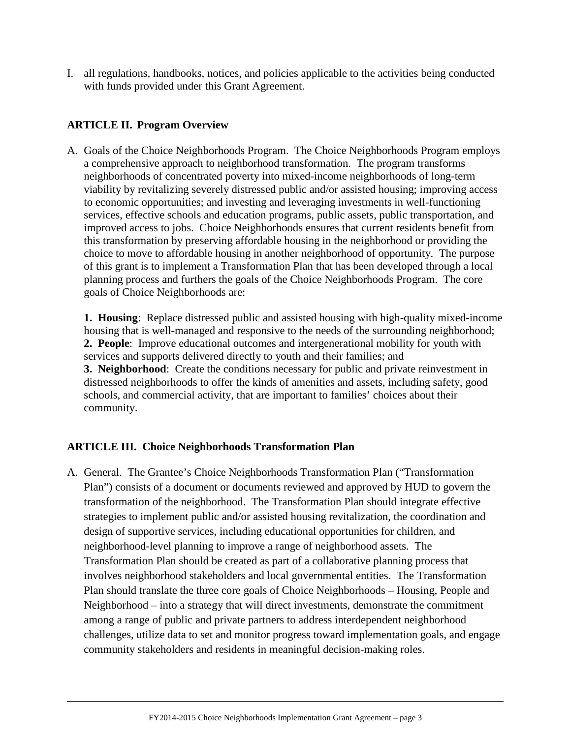I. all regulations, handbooks, notices, and policies applicable to the activities being conducted with funds provided under this Grant Agreement.

## ARTICLE II. Program Overview

A. Goals of the Choice Neighborhoods Program. The Choice Neighborhoods Program employs a comprehensive approach to neighborhood transformation. The program transforms neighborhoods of concentrated poverty into mixed-income neighborhoods of long-term viability by revitalizing severely distressed public and/or assisted housing; improving access to economic opportunities; and investing and leveraging investments in well-functioning services, effective schools and education programs, public assets, public transportation, and improved access to jobs. Choice Neighborhoods ensures that current residents benefit from this transformation by preserving affordable housing in the neighborhood or providing the choice to move to affordable housing in another neighborhood of opportunity. The purpose of this grant is to implement a Transformation Plan that has been developed through a local planning process and furthers the goals of the Choice Neighborhoods Program. The core goals of Choice Neighborhoods are:

   **1. Housing**: Replace distressed public and assisted housing with high-quality mixed-income housing that is well-managed and responsive to the needs of the surrounding neighborhood;
   **2. People**: Improve educational outcomes and intergenerational mobility for youth with services and supports delivered directly to youth and their families; and
   **3. Neighborhood**: Create the conditions necessary for public and private reinvestment in distressed neighborhoods to offer the kinds of amenities and assets, including safety, good schools, and commercial activity, that are important to families' choices about their community.

## ARTICLE III. Choice Neighborhoods Transformation Plan

A. General. The Grantee's Choice Neighborhoods Transformation Plan ("Transformation Plan") consists of a document or documents reviewed and approved by HUD to govern the transformation of the neighborhood. The Transformation Plan should integrate effective strategies to implement public and/or assisted housing revitalization, the coordination and design of supportive services, including educational opportunities for children, and neighborhood-level planning to improve a range of neighborhood assets. The Transformation Plan should be created as part of a collaborative planning process that involves neighborhood stakeholders and local governmental entities. The Transformation Plan should translate the three core goals of Choice Neighborhoods – Housing, People and Neighborhood – into a strategy that will direct investments, demonstrate the commitment among a range of public and private partners to address interdependent neighborhood challenges, utilize data to set and monitor progress toward implementation goals, and engage community stakeholders and residents in meaningful decision-making roles.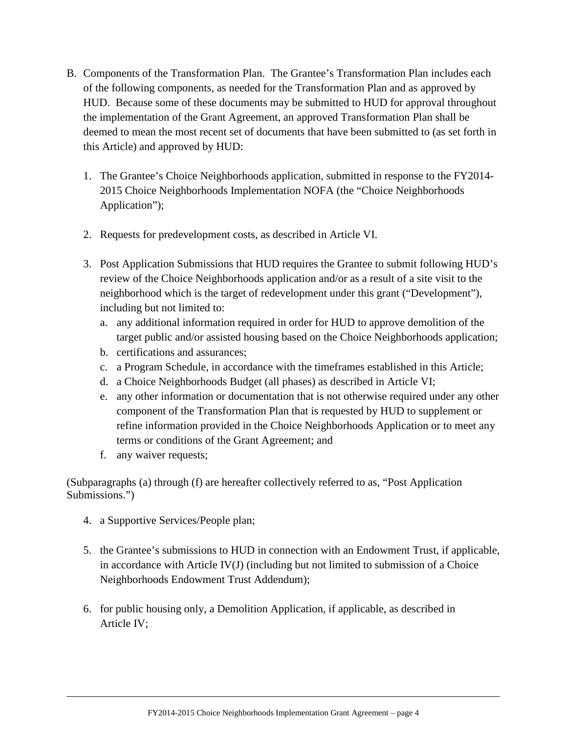B. Components of the Transformation Plan. The Grantee's Transformation Plan includes each of the following components, as needed for the Transformation Plan and as approved by HUD. Because some of these documents may be submitted to HUD for approval throughout the implementation of the Grant Agreement, an approved Transformation Plan shall be deemed to mean the most recent set of documents that have been submitted to (as set forth in this Article) and approved by HUD:

   1. The Grantee's Choice Neighborhoods application, submitted in response to the FY2014-2015 Choice Neighborhoods Implementation NOFA (the "Choice Neighborhoods Application");

   2. Requests for predevelopment costs, as described in Article VI.

   3. Post Application Submissions that HUD requires the Grantee to submit following HUD's review of the Choice Neighborhoods application and/or as a result of a site visit to the neighborhood which is the target of redevelopment under this grant ("Development"), including but not limited to:
      a. any additional information required in order for HUD to approve demolition of the target public and/or assisted housing based on the Choice Neighborhoods application;
      b. certifications and assurances;
      c. a Program Schedule, in accordance with the timeframes established in this Article;
      d. a Choice Neighborhoods Budget (all phases) as described in Article VI;
      e. any other information or documentation that is not otherwise required under any other component of the Transformation Plan that is requested by HUD to supplement or refine information provided in the Choice Neighborhoods Application or to meet any terms or conditions of the Grant Agreement; and
      f. any waiver requests;

(Subparagraphs (a) through (f) are hereafter collectively referred to as, "Post Application Submissions.")

   4. a Supportive Services/People plan;

   5. the Grantee's submissions to HUD in connection with an Endowment Trust, if applicable, in accordance with Article IV(J) (including but not limited to submission of a Choice Neighborhoods Endowment Trust Addendum);

   6. for public housing only, a Demolition Application, if applicable, as described in Article IV;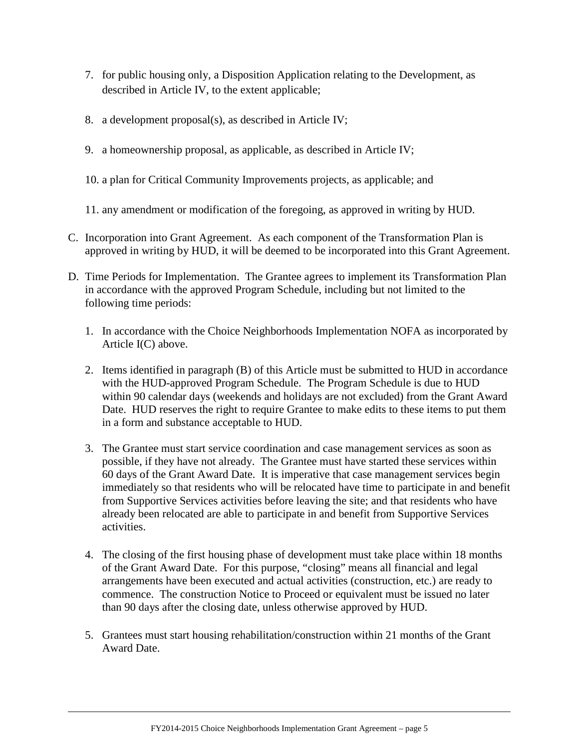7. for public housing only, a Disposition Application relating to the Development, as described in Article IV, to the extent applicable;

8. a development proposal(s), as described in Article IV;

9. a homeownership proposal, as applicable, as described in Article IV;

10. a plan for Critical Community Improvements projects, as applicable; and

11. any amendment or modification of the foregoing, as approved in writing by HUD.

C. Incorporation into Grant Agreement. As each component of the Transformation Plan is approved in writing by HUD, it will be deemed to be incorporated into this Grant Agreement.

D. Time Periods for Implementation. The Grantee agrees to implement its Transformation Plan in accordance with the approved Program Schedule, including but not limited to the following time periods:

   1. In accordance with the Choice Neighborhoods Implementation NOFA as incorporated by Article I(C) above.

   2. Items identified in paragraph (B) of this Article must be submitted to HUD in accordance with the HUD-approved Program Schedule. The Program Schedule is due to HUD within 90 calendar days (weekends and holidays are not excluded) from the Grant Award Date. HUD reserves the right to require Grantee to make edits to these items to put them in a form and substance acceptable to HUD.

   3. The Grantee must start service coordination and case management services as soon as possible, if they have not already. The Grantee must have started these services within 60 days of the Grant Award Date. It is imperative that case management services begin immediately so that residents who will be relocated have time to participate in and benefit from Supportive Services activities before leaving the site; and that residents who have already been relocated are able to participate in and benefit from Supportive Services activities.

   4. The closing of the first housing phase of development must take place within 18 months of the Grant Award Date. For this purpose, "closing" means all financial and legal arrangements have been executed and actual activities (construction, etc.) are ready to commence. The construction Notice to Proceed or equivalent must be issued no later than 90 days after the closing date, unless otherwise approved by HUD.

   5. Grantees must start housing rehabilitation/construction within 21 months of the Grant Award Date.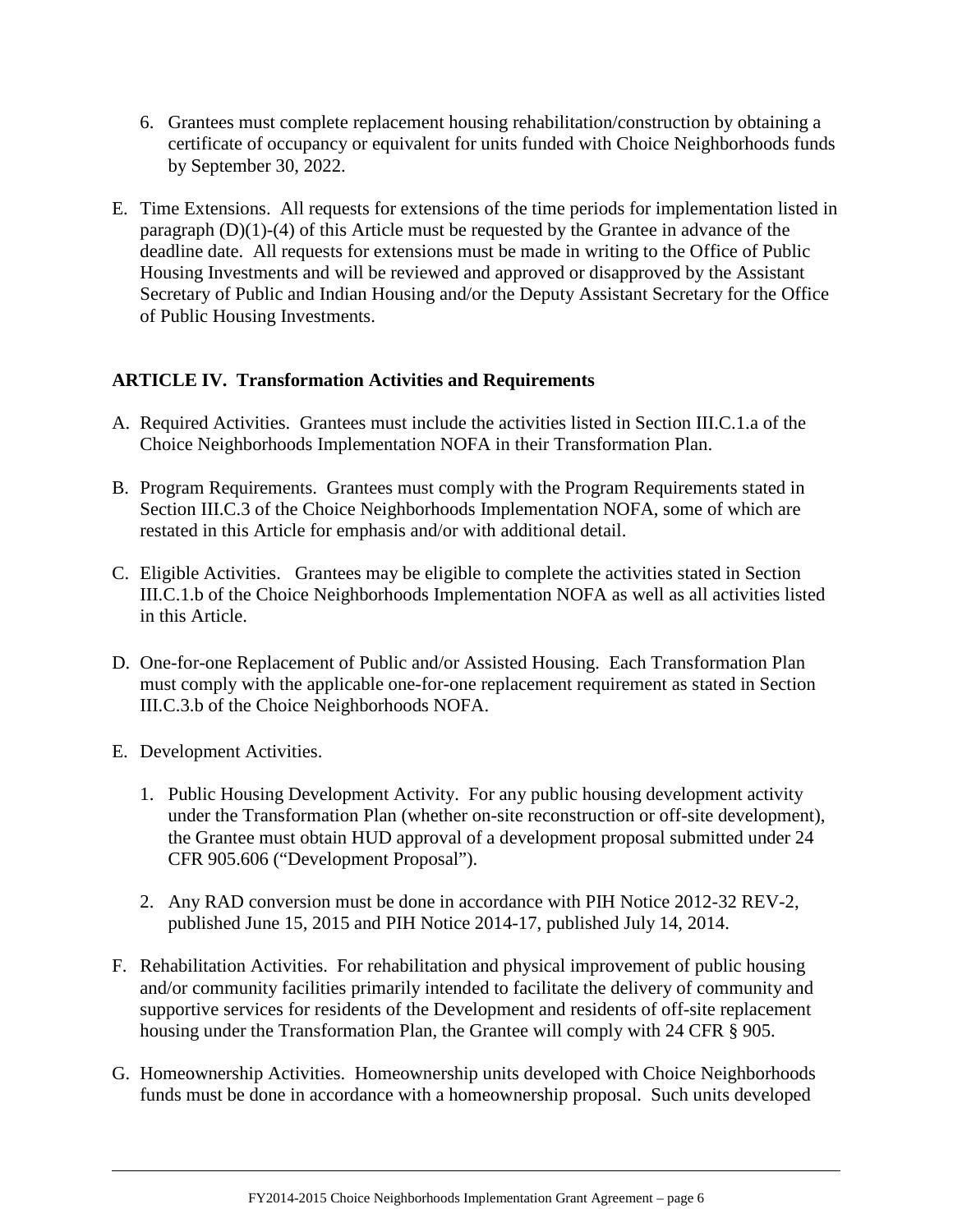6. Grantees must complete replacement housing rehabilitation/construction by obtaining a certificate of occupancy or equivalent for units funded with Choice Neighborhoods funds by September 30, 2022.

E. Time Extensions. All requests for extensions of the time periods for implementation listed in paragraph (D)(1)-(4) of this Article must be requested by the Grantee in advance of the deadline date. All requests for extensions must be made in writing to the Office of Public Housing Investments and will be reviewed and approved or disapproved by the Assistant Secretary of Public and Indian Housing and/or the Deputy Assistant Secretary for the Office of Public Housing Investments.

## ARTICLE IV. Transformation Activities and Requirements

A. Required Activities. Grantees must include the activities listed in Section III.C.1.a of the Choice Neighborhoods Implementation NOFA in their Transformation Plan.

B. Program Requirements. Grantees must comply with the Program Requirements stated in Section III.C.3 of the Choice Neighborhoods Implementation NOFA, some of which are restated in this Article for emphasis and/or with additional detail.

C. Eligible Activities. Grantees may be eligible to complete the activities stated in Section III.C.1.b of the Choice Neighborhoods Implementation NOFA as well as all activities listed in this Article.

D. One-for-one Replacement of Public and/or Assisted Housing. Each Transformation Plan must comply with the applicable one-for-one replacement requirement as stated in Section III.C.3.b of the Choice Neighborhoods NOFA.

E. Development Activities.

1. Public Housing Development Activity. For any public housing development activity under the Transformation Plan (whether on-site reconstruction or off-site development), the Grantee must obtain HUD approval of a development proposal submitted under 24 CFR 905.606 ("Development Proposal").

2. Any RAD conversion must be done in accordance with PIH Notice 2012-32 REV-2, published June 15, 2015 and PIH Notice 2014-17, published July 14, 2014.

F. Rehabilitation Activities. For rehabilitation and physical improvement of public housing and/or community facilities primarily intended to facilitate the delivery of community and supportive services for residents of the Development and residents of off-site replacement housing under the Transformation Plan, the Grantee will comply with 24 CFR § 905.

G. Homeownership Activities. Homeownership units developed with Choice Neighborhoods funds must be done in accordance with a homeownership proposal. Such units developed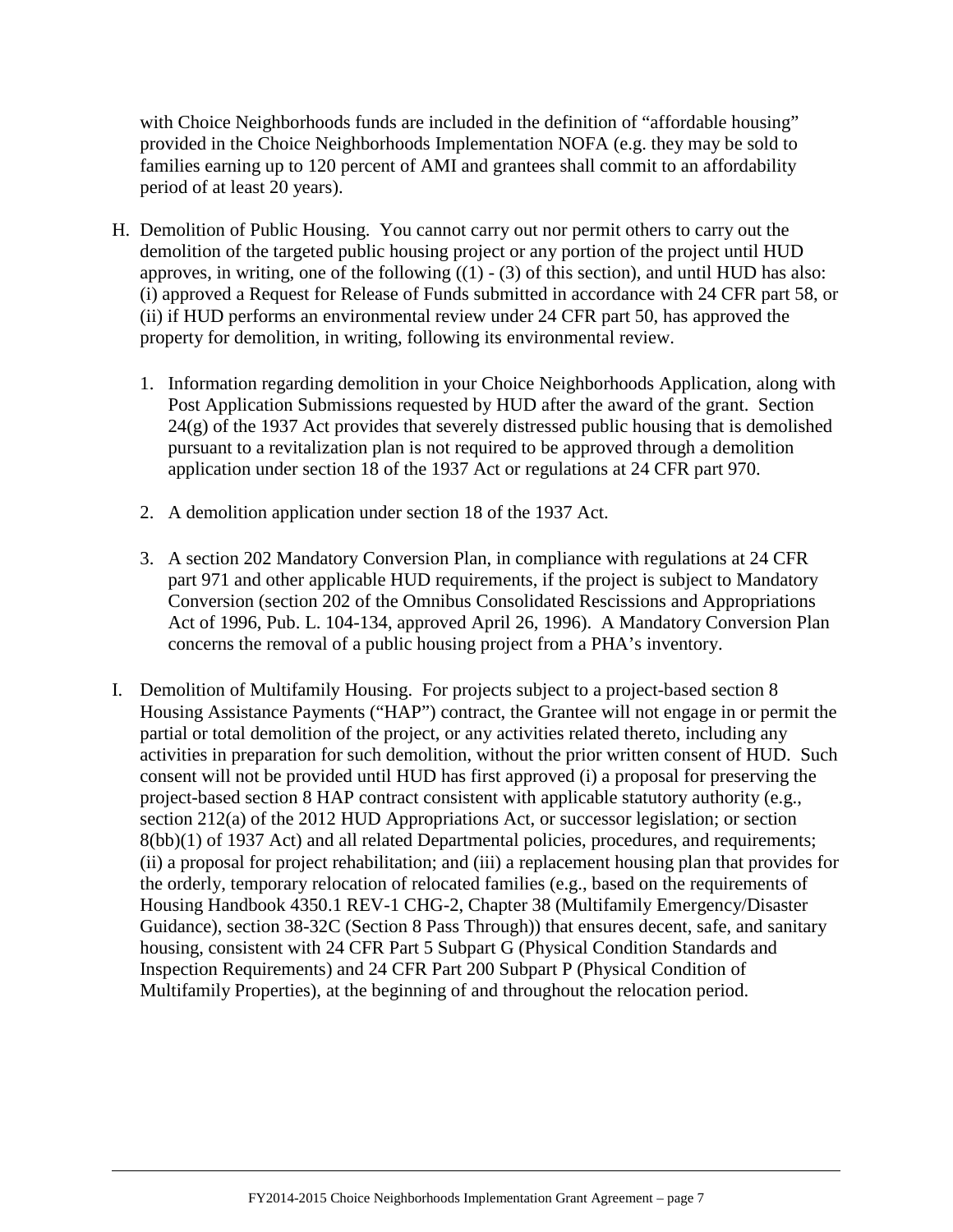with Choice Neighborhoods funds are included in the definition of "affordable housing" provided in the Choice Neighborhoods Implementation NOFA (e.g. they may be sold to families earning up to 120 percent of AMI and grantees shall commit to an affordability period of at least 20 years).

H. Demolition of Public Housing. You cannot carry out nor permit others to carry out the demolition of the targeted public housing project or any portion of the project until HUD approves, in writing, one of the following ((1) - (3) of this section), and until HUD has also: (i) approved a Request for Release of Funds submitted in accordance with 24 CFR part 58, or (ii) if HUD performs an environmental review under 24 CFR part 50, has approved the property for demolition, in writing, following its environmental review.

   1. Information regarding demolition in your Choice Neighborhoods Application, along with Post Application Submissions requested by HUD after the award of the grant. Section 24(g) of the 1937 Act provides that severely distressed public housing that is demolished pursuant to a revitalization plan is not required to be approved through a demolition application under section 18 of the 1937 Act or regulations at 24 CFR part 970.

   2. A demolition application under section 18 of the 1937 Act.

   3. A section 202 Mandatory Conversion Plan, in compliance with regulations at 24 CFR part 971 and other applicable HUD requirements, if the project is subject to Mandatory Conversion (section 202 of the Omnibus Consolidated Rescissions and Appropriations Act of 1996, Pub. L. 104-134, approved April 26, 1996). A Mandatory Conversion Plan concerns the removal of a public housing project from a PHA's inventory.

I. Demolition of Multifamily Housing. For projects subject to a project-based section 8 Housing Assistance Payments ("HAP") contract, the Grantee will not engage in or permit the partial or total demolition of the project, or any activities related thereto, including any activities in preparation for such demolition, without the prior written consent of HUD. Such consent will not be provided until HUD has first approved (i) a proposal for preserving the project-based section 8 HAP contract consistent with applicable statutory authority (e.g., section 212(a) of the 2012 HUD Appropriations Act, or successor legislation; or section 8(bb)(1) of 1937 Act) and all related Departmental policies, procedures, and requirements; (ii) a proposal for project rehabilitation; and (iii) a replacement housing plan that provides for the orderly, temporary relocation of relocated families (e.g., based on the requirements of Housing Handbook 4350.1 REV-1 CHG-2, Chapter 38 (Multifamily Emergency/Disaster Guidance), section 38-32C (Section 8 Pass Through)) that ensures decent, safe, and sanitary housing, consistent with 24 CFR Part 5 Subpart G (Physical Condition Standards and Inspection Requirements) and 24 CFR Part 200 Subpart P (Physical Condition of Multifamily Properties), at the beginning of and throughout the relocation period.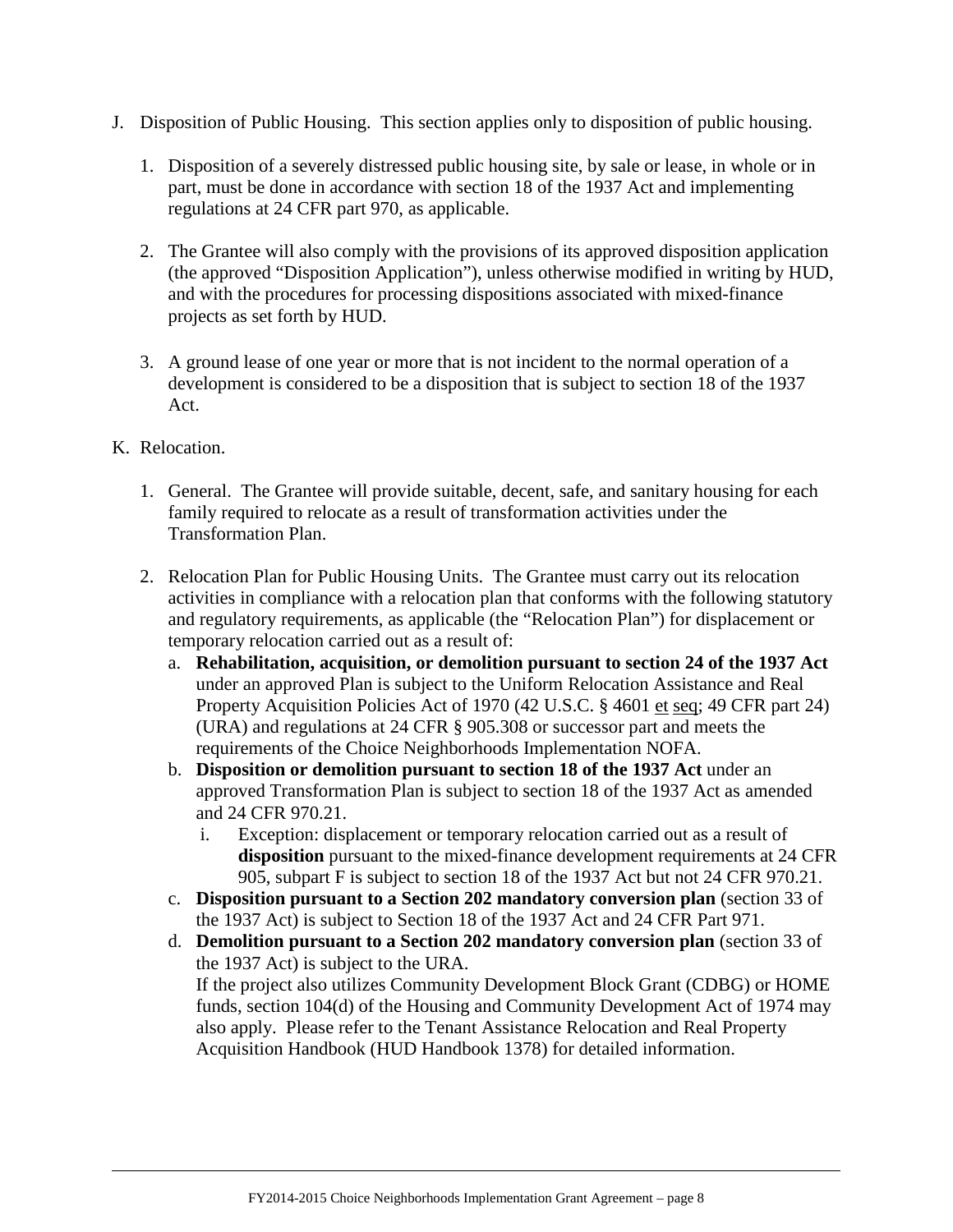J. Disposition of Public Housing. This section applies only to disposition of public housing.

   1. Disposition of a severely distressed public housing site, by sale or lease, in whole or in part, must be done in accordance with section 18 of the 1937 Act and implementing regulations at 24 CFR part 970, as applicable.

   2. The Grantee will also comply with the provisions of its approved disposition application (the approved "Disposition Application"), unless otherwise modified in writing by HUD, and with the procedures for processing dispositions associated with mixed-finance projects as set forth by HUD.

   3. A ground lease of one year or more that is not incident to the normal operation of a development is considered to be a disposition that is subject to section 18 of the 1937 Act.

K. Relocation.

   1. General. The Grantee will provide suitable, decent, safe, and sanitary housing for each family required to relocate as a result of transformation activities under the Transformation Plan.

   2. Relocation Plan for Public Housing Units. The Grantee must carry out its relocation activities in compliance with a relocation plan that conforms with the following statutory and regulatory requirements, as applicable (the "Relocation Plan") for displacement or temporary relocation carried out as a result of:
      a. **Rehabilitation, acquisition, or demolition pursuant to section 24 of the 1937 Act** under an approved Plan is subject to the Uniform Relocation Assistance and Real Property Acquisition Policies Act of 1970 (42 U.S.C. § 4601 et seq; 49 CFR part 24) (URA) and regulations at 24 CFR § 905.308 or successor part and meets the requirements of the Choice Neighborhoods Implementation NOFA.
      b. **Disposition or demolition pursuant to section 18 of the 1937 Act** under an approved Transformation Plan is subject to section 18 of the 1937 Act as amended and 24 CFR 970.21.
         i. Exception: displacement or temporary relocation carried out as a result of **disposition** pursuant to the mixed-finance development requirements at 24 CFR 905, subpart F is subject to section 18 of the 1937 Act but not 24 CFR 970.21.
      c. **Disposition pursuant to a Section 202 mandatory conversion plan** (section 33 of the 1937 Act) is subject to Section 18 of the 1937 Act and 24 CFR Part 971.
      d. **Demolition pursuant to a Section 202 mandatory conversion plan** (section 33 of the 1937 Act) is subject to the URA.
      If the project also utilizes Community Development Block Grant (CDBG) or HOME funds, section 104(d) of the Housing and Community Development Act of 1974 may also apply. Please refer to the Tenant Assistance Relocation and Real Property Acquisition Handbook (HUD Handbook 1378) for detailed information.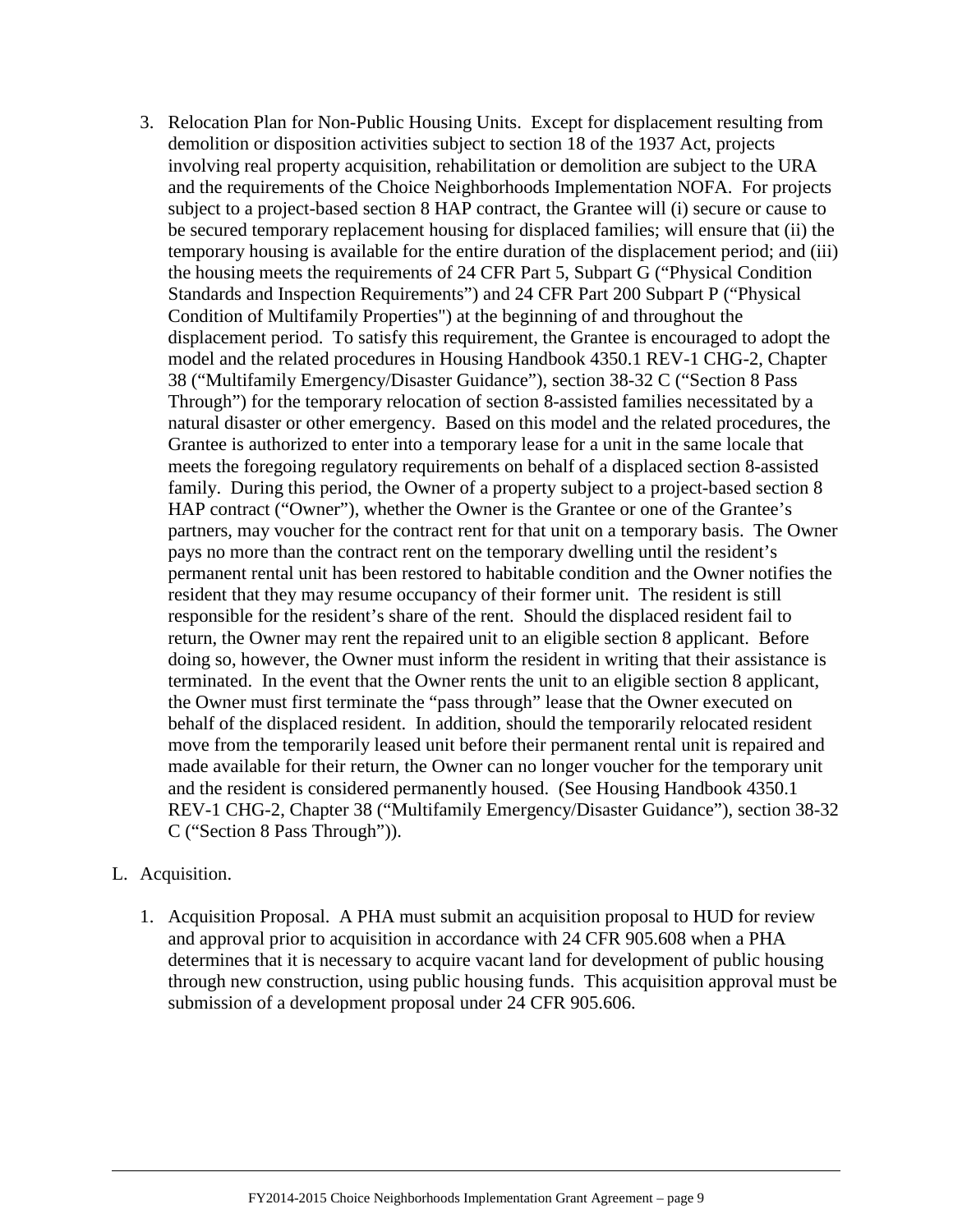3. Relocation Plan for Non-Public Housing Units. Except for displacement resulting from demolition or disposition activities subject to section 18 of the 1937 Act, projects involving real property acquisition, rehabilitation or demolition are subject to the URA and the requirements of the Choice Neighborhoods Implementation NOFA. For projects subject to a project-based section 8 HAP contract, the Grantee will (i) secure or cause to be secured temporary replacement housing for displaced families; will ensure that (ii) the temporary housing is available for the entire duration of the displacement period; and (iii) the housing meets the requirements of 24 CFR Part 5, Subpart G ("Physical Condition Standards and Inspection Requirements") and 24 CFR Part 200 Subpart P ("Physical Condition of Multifamily Properties") at the beginning of and throughout the displacement period. To satisfy this requirement, the Grantee is encouraged to adopt the model and the related procedures in Housing Handbook 4350.1 REV-1 CHG-2, Chapter 38 ("Multifamily Emergency/Disaster Guidance"), section 38-32 C ("Section 8 Pass Through") for the temporary relocation of section 8-assisted families necessitated by a natural disaster or other emergency. Based on this model and the related procedures, the Grantee is authorized to enter into a temporary lease for a unit in the same locale that meets the foregoing regulatory requirements on behalf of a displaced section 8-assisted family. During this period, the Owner of a property subject to a project-based section 8 HAP contract ("Owner"), whether the Owner is the Grantee or one of the Grantee's partners, may voucher for the contract rent for that unit on a temporary basis. The Owner pays no more than the contract rent on the temporary dwelling until the resident's permanent rental unit has been restored to habitable condition and the Owner notifies the resident that they may resume occupancy of their former unit. The resident is still responsible for the resident's share of the rent. Should the displaced resident fail to return, the Owner may rent the repaired unit to an eligible section 8 applicant. Before doing so, however, the Owner must inform the resident in writing that their assistance is terminated. In the event that the Owner rents the unit to an eligible section 8 applicant, the Owner must first terminate the "pass through" lease that the Owner executed on behalf of the displaced resident. In addition, should the temporarily relocated resident move from the temporarily leased unit before their permanent rental unit is repaired and made available for their return, the Owner can no longer voucher for the temporary unit and the resident is considered permanently housed. (See Housing Handbook 4350.1 REV-1 CHG-2, Chapter 38 ("Multifamily Emergency/Disaster Guidance"), section 38-32 C ("Section 8 Pass Through")).

L. Acquisition.

1. Acquisition Proposal. A PHA must submit an acquisition proposal to HUD for review and approval prior to acquisition in accordance with 24 CFR 905.608 when a PHA determines that it is necessary to acquire vacant land for development of public housing through new construction, using public housing funds. This acquisition approval must be submission of a development proposal under 24 CFR 905.606.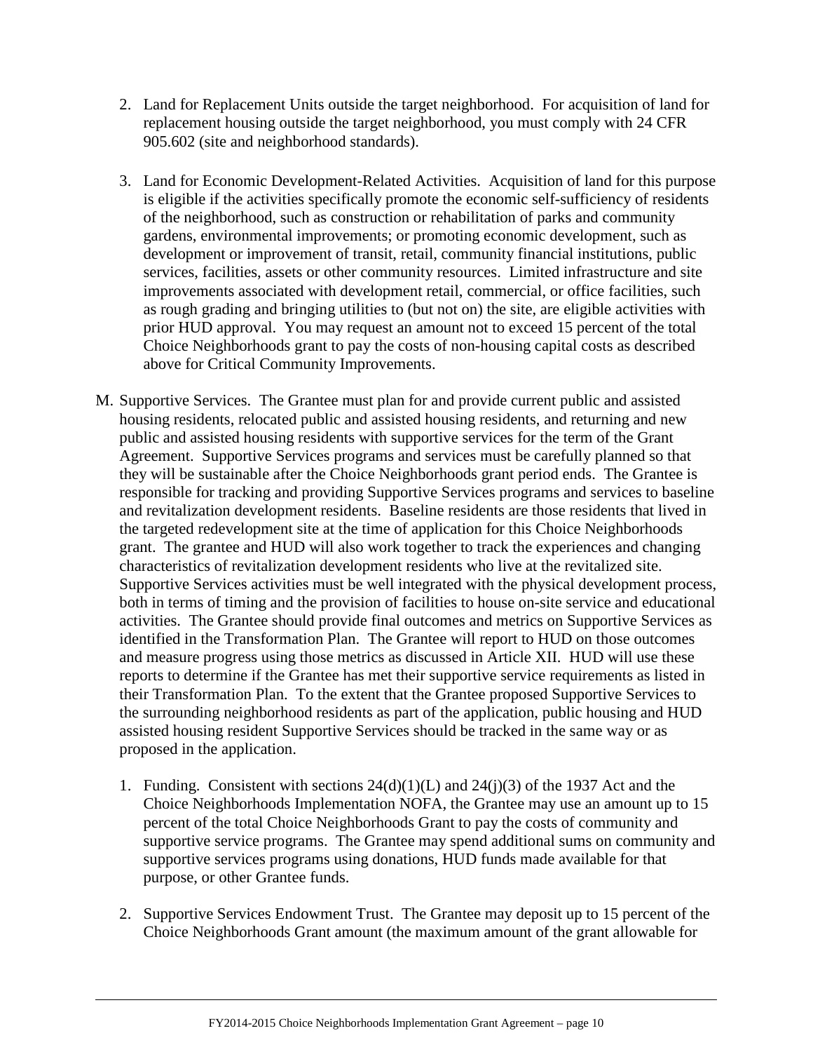2. Land for Replacement Units outside the target neighborhood. For acquisition of land for replacement housing outside the target neighborhood, you must comply with 24 CFR 905.602 (site and neighborhood standards).

3. Land for Economic Development-Related Activities. Acquisition of land for this purpose is eligible if the activities specifically promote the economic self-sufficiency of residents of the neighborhood, such as construction or rehabilitation of parks and community gardens, environmental improvements; or promoting economic development, such as development or improvement of transit, retail, community financial institutions, public services, facilities, assets or other community resources. Limited infrastructure and site improvements associated with development retail, commercial, or office facilities, such as rough grading and bringing utilities to (but not on) the site, are eligible activities with prior HUD approval. You may request an amount not to exceed 15 percent of the total Choice Neighborhoods grant to pay the costs of non-housing capital costs as described above for Critical Community Improvements.

M. Supportive Services. The Grantee must plan for and provide current public and assisted housing residents, relocated public and assisted housing residents, and returning and new public and assisted housing residents with supportive services for the term of the Grant Agreement. Supportive Services programs and services must be carefully planned so that they will be sustainable after the Choice Neighborhoods grant period ends. The Grantee is responsible for tracking and providing Supportive Services programs and services to baseline and revitalization development residents. Baseline residents are those residents that lived in the targeted redevelopment site at the time of application for this Choice Neighborhoods grant. The grantee and HUD will also work together to track the experiences and changing characteristics of revitalization development residents who live at the revitalized site. Supportive Services activities must be well integrated with the physical development process, both in terms of timing and the provision of facilities to house on-site service and educational activities. The Grantee should provide final outcomes and metrics on Supportive Services as identified in the Transformation Plan. The Grantee will report to HUD on those outcomes and measure progress using those metrics as discussed in Article XII. HUD will use these reports to determine if the Grantee has met their supportive service requirements as listed in their Transformation Plan. To the extent that the Grantee proposed Supportive Services to the surrounding neighborhood residents as part of the application, public housing and HUD assisted housing resident Supportive Services should be tracked in the same way or as proposed in the application.

   1. Funding. Consistent with sections 24(d)(1)(L) and 24(j)(3) of the 1937 Act and the Choice Neighborhoods Implementation NOFA, the Grantee may use an amount up to 15 percent of the total Choice Neighborhoods Grant to pay the costs of community and supportive service programs. The Grantee may spend additional sums on community and supportive services programs using donations, HUD funds made available for that purpose, or other Grantee funds.

   2. Supportive Services Endowment Trust. The Grantee may deposit up to 15 percent of the Choice Neighborhoods Grant amount (the maximum amount of the grant allowable for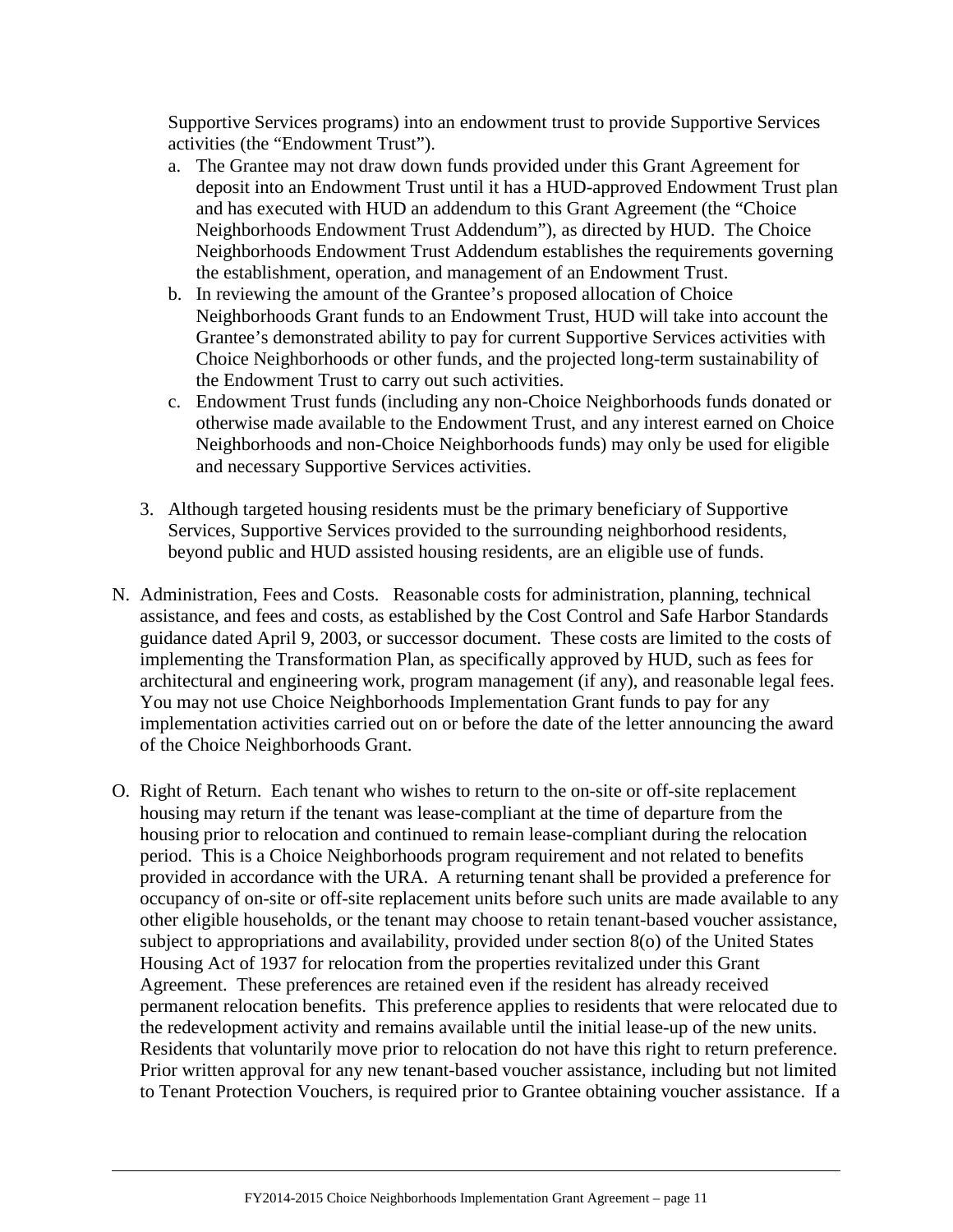Supportive Services programs) into an endowment trust to provide Supportive Services activities (the "Endowment Trust").

   a. The Grantee may not draw down funds provided under this Grant Agreement for deposit into an Endowment Trust until it has a HUD-approved Endowment Trust plan and has executed with HUD an addendum to this Grant Agreement (the "Choice Neighborhoods Endowment Trust Addendum"), as directed by HUD. The Choice Neighborhoods Endowment Trust Addendum establishes the requirements governing the establishment, operation, and management of an Endowment Trust.
   b. In reviewing the amount of the Grantee's proposed allocation of Choice Neighborhoods Grant funds to an Endowment Trust, HUD will take into account the Grantee's demonstrated ability to pay for current Supportive Services activities with Choice Neighborhoods or other funds, and the projected long-term sustainability of the Endowment Trust to carry out such activities.
   c. Endowment Trust funds (including any non-Choice Neighborhoods funds donated or otherwise made available to the Endowment Trust, and any interest earned on Choice Neighborhoods and non-Choice Neighborhoods funds) may only be used for eligible and necessary Supportive Services activities.

3. Although targeted housing residents must be the primary beneficiary of Supportive Services, Supportive Services provided to the surrounding neighborhood residents, beyond public and HUD assisted housing residents, are an eligible use of funds.

N. Administration, Fees and Costs. Reasonable costs for administration, planning, technical assistance, and fees and costs, as established by the Cost Control and Safe Harbor Standards guidance dated April 9, 2003, or successor document. These costs are limited to the costs of implementing the Transformation Plan, as specifically approved by HUD, such as fees for architectural and engineering work, program management (if any), and reasonable legal fees. You may not use Choice Neighborhoods Implementation Grant funds to pay for any implementation activities carried out on or before the date of the letter announcing the award of the Choice Neighborhoods Grant.

O. Right of Return. Each tenant who wishes to return to the on-site or off-site replacement housing may return if the tenant was lease-compliant at the time of departure from the housing prior to relocation and continued to remain lease-compliant during the relocation period. This is a Choice Neighborhoods program requirement and not related to benefits provided in accordance with the URA. A returning tenant shall be provided a preference for occupancy of on-site or off-site replacement units before such units are made available to any other eligible households, or the tenant may choose to retain tenant-based voucher assistance, subject to appropriations and availability, provided under section 8(o) of the United States Housing Act of 1937 for relocation from the properties revitalized under this Grant Agreement. These preferences are retained even if the resident has already received permanent relocation benefits. This preference applies to residents that were relocated due to the redevelopment activity and remains available until the initial lease-up of the new units. Residents that voluntarily move prior to relocation do not have this right to return preference. Prior written approval for any new tenant-based voucher assistance, including but not limited to Tenant Protection Vouchers, is required prior to Grantee obtaining voucher assistance. If a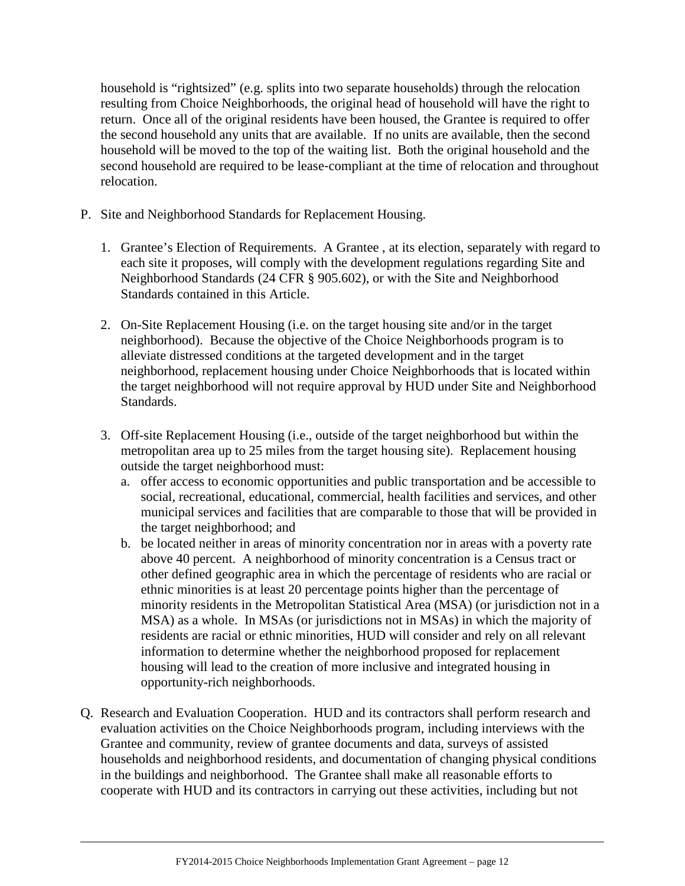household is “rightsized” (e.g. splits into two separate households) through the relocation resulting from Choice Neighborhoods, the original head of household will have the right to return. Once all of the original residents have been housed, the Grantee is required to offer the second household any units that are available. If no units are available, then the second household will be moved to the top of the waiting list. Both the original household and the second household are required to be lease-compliant at the time of relocation and throughout relocation.

P. Site and Neighborhood Standards for Replacement Housing.

1. Grantee’s Election of Requirements. A Grantee , at its election, separately with regard to each site it proposes, will comply with the development regulations regarding Site and Neighborhood Standards (24 CFR § 905.602), or with the Site and Neighborhood Standards contained in this Article.

2. On-Site Replacement Housing (i.e. on the target housing site and/or in the target neighborhood). Because the objective of the Choice Neighborhoods program is to alleviate distressed conditions at the targeted development and in the target neighborhood, replacement housing under Choice Neighborhoods that is located within the target neighborhood will not require approval by HUD under Site and Neighborhood Standards.

3. Off-site Replacement Housing (i.e., outside of the target neighborhood but within the metropolitan area up to 25 miles from the target housing site). Replacement housing outside the target neighborhood must:
   a. offer access to economic opportunities and public transportation and be accessible to social, recreational, educational, commercial, health facilities and services, and other municipal services and facilities that are comparable to those that will be provided in the target neighborhood; and
   b. be located neither in areas of minority concentration nor in areas with a poverty rate above 40 percent. A neighborhood of minority concentration is a Census tract or other defined geographic area in which the percentage of residents who are racial or ethnic minorities is at least 20 percentage points higher than the percentage of minority residents in the Metropolitan Statistical Area (MSA) (or jurisdiction not in a MSA) as a whole. In MSAs (or jurisdictions not in MSAs) in which the majority of residents are racial or ethnic minorities, HUD will consider and rely on all relevant information to determine whether the neighborhood proposed for replacement housing will lead to the creation of more inclusive and integrated housing in opportunity-rich neighborhoods.

Q. Research and Evaluation Cooperation. HUD and its contractors shall perform research and evaluation activities on the Choice Neighborhoods program, including interviews with the Grantee and community, review of grantee documents and data, surveys of assisted households and neighborhood residents, and documentation of changing physical conditions in the buildings and neighborhood. The Grantee shall make all reasonable efforts to cooperate with HUD and its contractors in carrying out these activities, including but not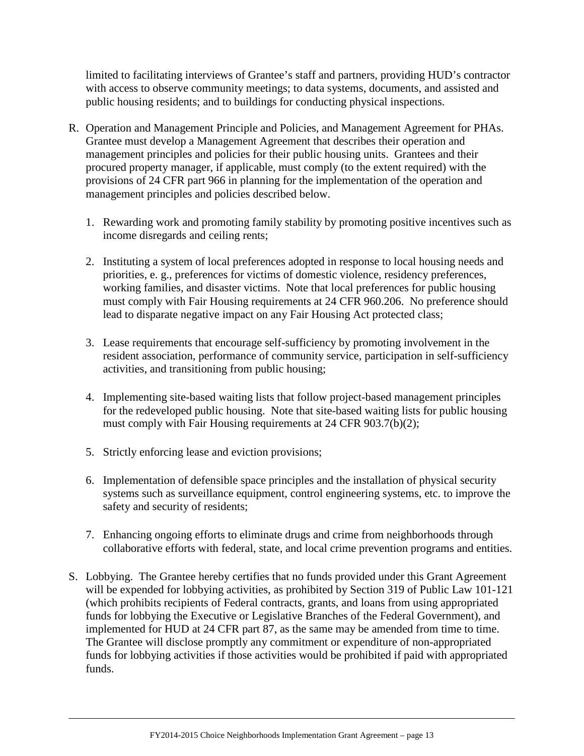limited to facilitating interviews of Grantee's staff and partners, providing HUD's contractor with access to observe community meetings; to data systems, documents, and assisted and public housing residents; and to buildings for conducting physical inspections.

R. Operation and Management Principle and Policies, and Management Agreement for PHAs. Grantee must develop a Management Agreement that describes their operation and management principles and policies for their public housing units. Grantees and their procured property manager, if applicable, must comply (to the extent required) with the provisions of 24 CFR part 966 in planning for the implementation of the operation and management principles and policies described below.

   1. Rewarding work and promoting family stability by promoting positive incentives such as income disregards and ceiling rents;

   2. Instituting a system of local preferences adopted in response to local housing needs and priorities, e. g., preferences for victims of domestic violence, residency preferences, working families, and disaster victims. Note that local preferences for public housing must comply with Fair Housing requirements at 24 CFR 960.206. No preference should lead to disparate negative impact on any Fair Housing Act protected class;

   3. Lease requirements that encourage self-sufficiency by promoting involvement in the resident association, performance of community service, participation in self-sufficiency activities, and transitioning from public housing;

   4. Implementing site-based waiting lists that follow project-based management principles for the redeveloped public housing. Note that site-based waiting lists for public housing must comply with Fair Housing requirements at 24 CFR 903.7(b)(2);

   5. Strictly enforcing lease and eviction provisions;

   6. Implementation of defensible space principles and the installation of physical security systems such as surveillance equipment, control engineering systems, etc. to improve the safety and security of residents;

   7. Enhancing ongoing efforts to eliminate drugs and crime from neighborhoods through collaborative efforts with federal, state, and local crime prevention programs and entities.

S. Lobbying. The Grantee hereby certifies that no funds provided under this Grant Agreement will be expended for lobbying activities, as prohibited by Section 319 of Public Law 101-121 (which prohibits recipients of Federal contracts, grants, and loans from using appropriated funds for lobbying the Executive or Legislative Branches of the Federal Government), and implemented for HUD at 24 CFR part 87, as the same may be amended from time to time. The Grantee will disclose promptly any commitment or expenditure of non-appropriated funds for lobbying activities if those activities would be prohibited if paid with appropriated funds.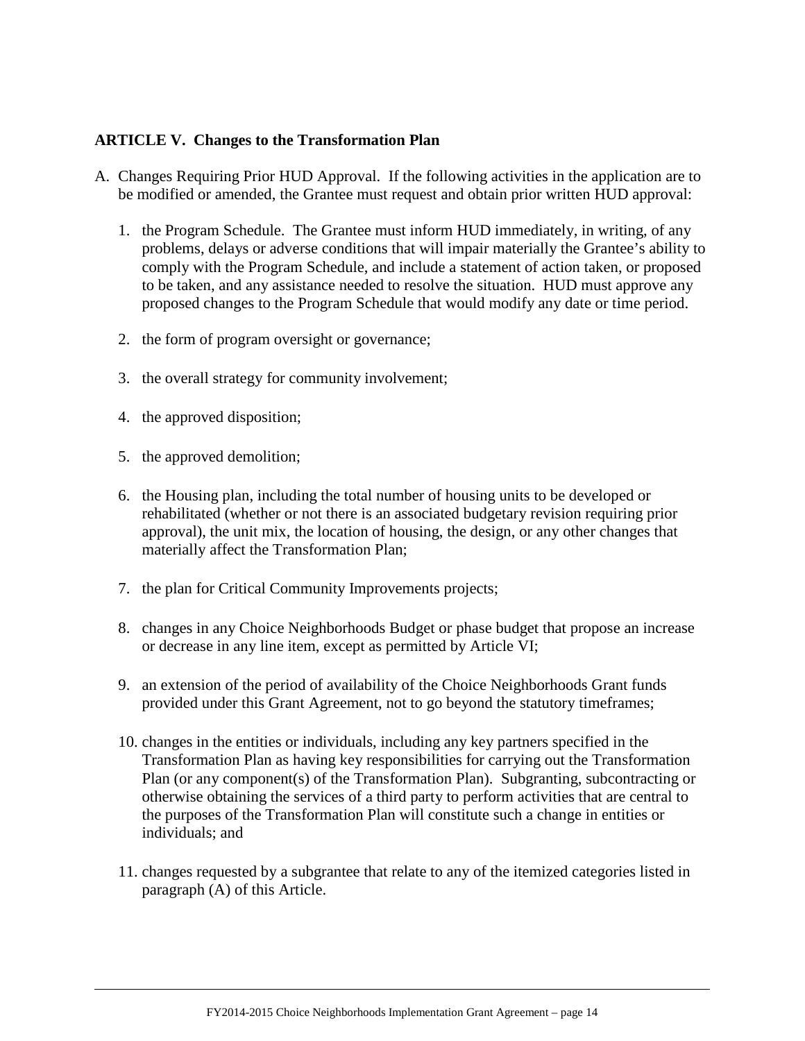## ARTICLE V. Changes to the Transformation Plan

A. Changes Requiring Prior HUD Approval. If the following activities in the application are to be modified or amended, the Grantee must request and obtain prior written HUD approval:

1. the Program Schedule. The Grantee must inform HUD immediately, in writing, of any problems, delays or adverse conditions that will impair materially the Grantee's ability to comply with the Program Schedule, and include a statement of action taken, or proposed to be taken, and any assistance needed to resolve the situation. HUD must approve any proposed changes to the Program Schedule that would modify any date or time period.

2. the form of program oversight or governance;

3. the overall strategy for community involvement;

4. the approved disposition;

5. the approved demolition;

6. the Housing plan, including the total number of housing units to be developed or rehabilitated (whether or not there is an associated budgetary revision requiring prior approval), the unit mix, the location of housing, the design, or any other changes that materially affect the Transformation Plan;

7. the plan for Critical Community Improvements projects;

8. changes in any Choice Neighborhoods Budget or phase budget that propose an increase or decrease in any line item, except as permitted by Article VI;

9. an extension of the period of availability of the Choice Neighborhoods Grant funds provided under this Grant Agreement, not to go beyond the statutory timeframes;

10. changes in the entities or individuals, including any key partners specified in the Transformation Plan as having key responsibilities for carrying out the Transformation Plan (or any component(s) of the Transformation Plan). Subgranting, subcontracting or otherwise obtaining the services of a third party to perform activities that are central to the purposes of the Transformation Plan will constitute such a change in entities or individuals; and

11. changes requested by a subgrantee that relate to any of the itemized categories listed in paragraph (A) of this Article.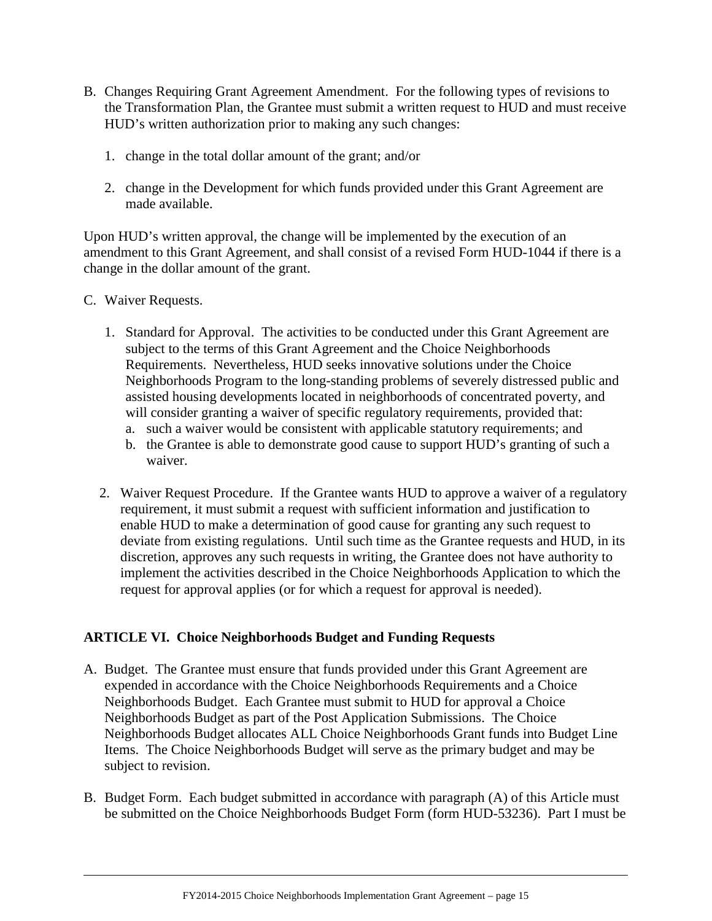B. Changes Requiring Grant Agreement Amendment. For the following types of revisions to the Transformation Plan, the Grantee must submit a written request to HUD and must receive HUD's written authorization prior to making any such changes:

   1. change in the total dollar amount of the grant; and/or

   2. change in the Development for which funds provided under this Grant Agreement are made available.

Upon HUD's written approval, the change will be implemented by the execution of an amendment to this Grant Agreement, and shall consist of a revised Form HUD-1044 if there is a change in the dollar amount of the grant.

C. Waiver Requests.

   1. Standard for Approval. The activities to be conducted under this Grant Agreement are subject to the terms of this Grant Agreement and the Choice Neighborhoods Requirements. Nevertheless, HUD seeks innovative solutions under the Choice Neighborhoods Program to the long-standing problems of severely distressed public and assisted housing developments located in neighborhoods of concentrated poverty, and will consider granting a waiver of specific regulatory requirements, provided that:
      a. such a waiver would be consistent with applicable statutory requirements; and
      b. the Grantee is able to demonstrate good cause to support HUD's granting of such a waiver.

   2. Waiver Request Procedure. If the Grantee wants HUD to approve a waiver of a regulatory requirement, it must submit a request with sufficient information and justification to enable HUD to make a determination of good cause for granting any such request to deviate from existing regulations. Until such time as the Grantee requests and HUD, in its discretion, approves any such requests in writing, the Grantee does not have authority to implement the activities described in the Choice Neighborhoods Application to which the request for approval applies (or for which a request for approval is needed).

## ARTICLE VI. Choice Neighborhoods Budget and Funding Requests

A. Budget. The Grantee must ensure that funds provided under this Grant Agreement are expended in accordance with the Choice Neighborhoods Requirements and a Choice Neighborhoods Budget. Each Grantee must submit to HUD for approval a Choice Neighborhoods Budget as part of the Post Application Submissions. The Choice Neighborhoods Budget allocates ALL Choice Neighborhoods Grant funds into Budget Line Items. The Choice Neighborhoods Budget will serve as the primary budget and may be subject to revision.

B. Budget Form. Each budget submitted in accordance with paragraph (A) of this Article must be submitted on the Choice Neighborhoods Budget Form (form HUD-53236). Part I must be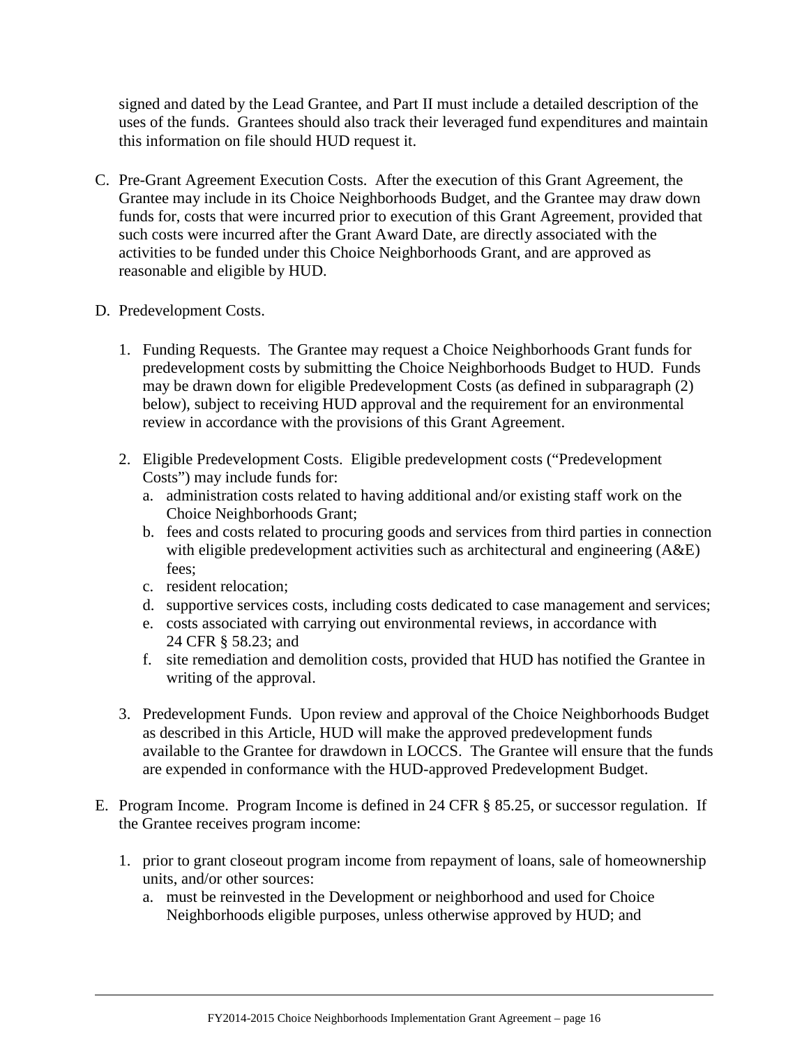signed and dated by the Lead Grantee, and Part II must include a detailed description of the uses of the funds. Grantees should also track their leveraged fund expenditures and maintain this information on file should HUD request it.

C. Pre-Grant Agreement Execution Costs. After the execution of this Grant Agreement, the Grantee may include in its Choice Neighborhoods Budget, and the Grantee may draw down funds for, costs that were incurred prior to execution of this Grant Agreement, provided that such costs were incurred after the Grant Award Date, are directly associated with the activities to be funded under this Choice Neighborhoods Grant, and are approved as reasonable and eligible by HUD.

D. Predevelopment Costs.

   1. Funding Requests. The Grantee may request a Choice Neighborhoods Grant funds for predevelopment costs by submitting the Choice Neighborhoods Budget to HUD. Funds may be drawn down for eligible Predevelopment Costs (as defined in subparagraph (2) below), subject to receiving HUD approval and the requirement for an environmental review in accordance with the provisions of this Grant Agreement.

   2. Eligible Predevelopment Costs. Eligible predevelopment costs ("Predevelopment Costs") may include funds for:
      a. administration costs related to having additional and/or existing staff work on the Choice Neighborhoods Grant;
      b. fees and costs related to procuring goods and services from third parties in connection with eligible predevelopment activities such as architectural and engineering (A&E) fees;
      c. resident relocation;
      d. supportive services costs, including costs dedicated to case management and services;
      e. costs associated with carrying out environmental reviews, in accordance with 24 CFR § 58.23; and
      f. site remediation and demolition costs, provided that HUD has notified the Grantee in writing of the approval.

   3. Predevelopment Funds. Upon review and approval of the Choice Neighborhoods Budget as described in this Article, HUD will make the approved predevelopment funds available to the Grantee for drawdown in LOCCS. The Grantee will ensure that the funds are expended in conformance with the HUD-approved Predevelopment Budget.

E. Program Income. Program Income is defined in 24 CFR § 85.25, or successor regulation. If the Grantee receives program income:

   1. prior to grant closeout program income from repayment of loans, sale of homeownership units, and/or other sources:
      a. must be reinvested in the Development or neighborhood and used for Choice Neighborhoods eligible purposes, unless otherwise approved by HUD; and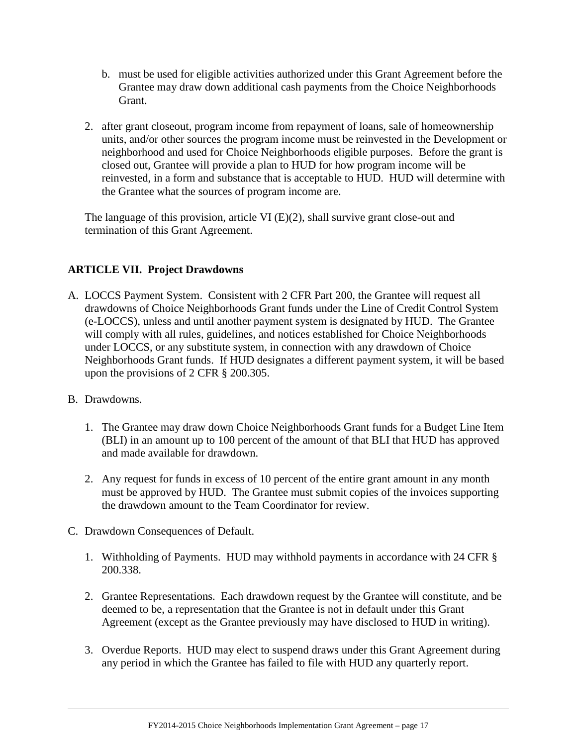b. must be used for eligible activities authorized under this Grant Agreement before the Grantee may draw down additional cash payments from the Choice Neighborhoods Grant.

2. after grant closeout, program income from repayment of loans, sale of homeownership units, and/or other sources the program income must be reinvested in the Development or neighborhood and used for Choice Neighborhoods eligible purposes. Before the grant is closed out, Grantee will provide a plan to HUD for how program income will be reinvested, in a form and substance that is acceptable to HUD. HUD will determine with the Grantee what the sources of program income are.

The language of this provision, article VI (E)(2), shall survive grant close-out and termination of this Grant Agreement.

**ARTICLE VII. Project Drawdowns**

A. LOCCS Payment System. Consistent with 2 CFR Part 200, the Grantee will request all drawdowns of Choice Neighborhoods Grant funds under the Line of Credit Control System (e-LOCCS), unless and until another payment system is designated by HUD. The Grantee will comply with all rules, guidelines, and notices established for Choice Neighborhoods under LOCCS, or any substitute system, in connection with any drawdown of Choice Neighborhoods Grant funds. If HUD designates a different payment system, it will be based upon the provisions of 2 CFR § 200.305.

B. Drawdowns.

   1. The Grantee may draw down Choice Neighborhoods Grant funds for a Budget Line Item (BLI) in an amount up to 100 percent of the amount of that BLI that HUD has approved and made available for drawdown.

   2. Any request for funds in excess of 10 percent of the entire grant amount in any month must be approved by HUD. The Grantee must submit copies of the invoices supporting the drawdown amount to the Team Coordinator for review.

C. Drawdown Consequences of Default.

   1. Withholding of Payments. HUD may withhold payments in accordance with 24 CFR § 200.338.

   2. Grantee Representations. Each drawdown request by the Grantee will constitute, and be deemed to be, a representation that the Grantee is not in default under this Grant Agreement (except as the Grantee previously may have disclosed to HUD in writing).

   3. Overdue Reports. HUD may elect to suspend draws under this Grant Agreement during any period in which the Grantee has failed to file with HUD any quarterly report.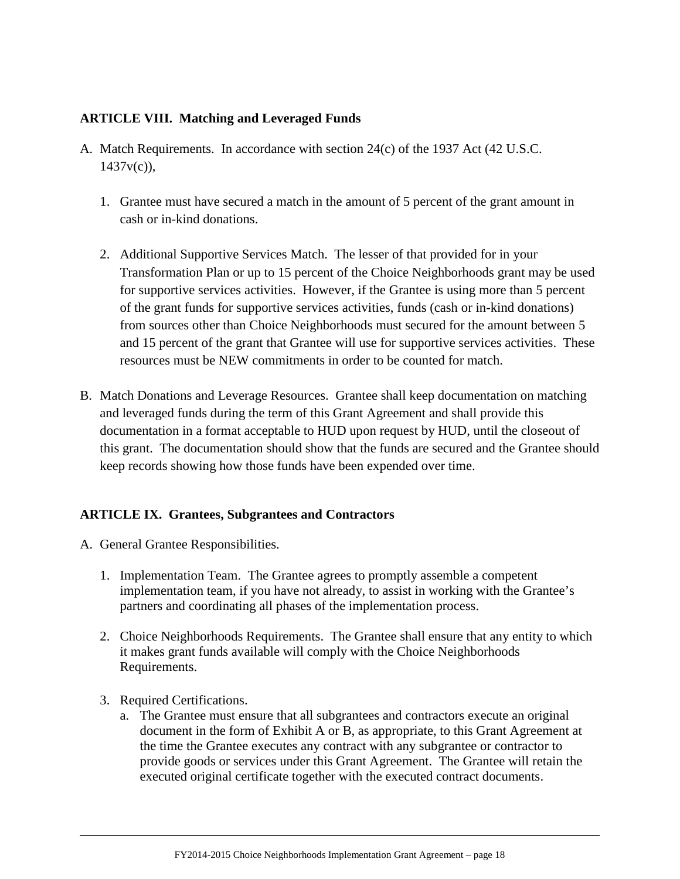## ARTICLE VIII. Matching and Leveraged Funds

A. Match Requirements. In accordance with section 24(c) of the 1937 Act (42 U.S.C. 1437v(c)),

   1. Grantee must have secured a match in the amount of 5 percent of the grant amount in cash or in-kind donations.

   2. Additional Supportive Services Match. The lesser of that provided for in your Transformation Plan or up to 15 percent of the Choice Neighborhoods grant may be used for supportive services activities. However, if the Grantee is using more than 5 percent of the grant funds for supportive services activities, funds (cash or in-kind donations) from sources other than Choice Neighborhoods must secured for the amount between 5 and 15 percent of the grant that Grantee will use for supportive services activities. These resources must be NEW commitments in order to be counted for match.

B. Match Donations and Leverage Resources. Grantee shall keep documentation on matching and leveraged funds during the term of this Grant Agreement and shall provide this documentation in a format acceptable to HUD upon request by HUD, until the closeout of this grant. The documentation should show that the funds are secured and the Grantee should keep records showing how those funds have been expended over time.

## ARTICLE IX. Grantees, Subgrantees and Contractors

A. General Grantee Responsibilities.

   1. Implementation Team. The Grantee agrees to promptly assemble a competent implementation team, if you have not already, to assist in working with the Grantee's partners and coordinating all phases of the implementation process.

   2. Choice Neighborhoods Requirements. The Grantee shall ensure that any entity to which it makes grant funds available will comply with the Choice Neighborhoods Requirements.

   3. Required Certifications.
      a. The Grantee must ensure that all subgrantees and contractors execute an original document in the form of Exhibit A or B, as appropriate, to this Grant Agreement at the time the Grantee executes any contract with any subgrantee or contractor to provide goods or services under this Grant Agreement. The Grantee will retain the executed original certificate together with the executed contract documents.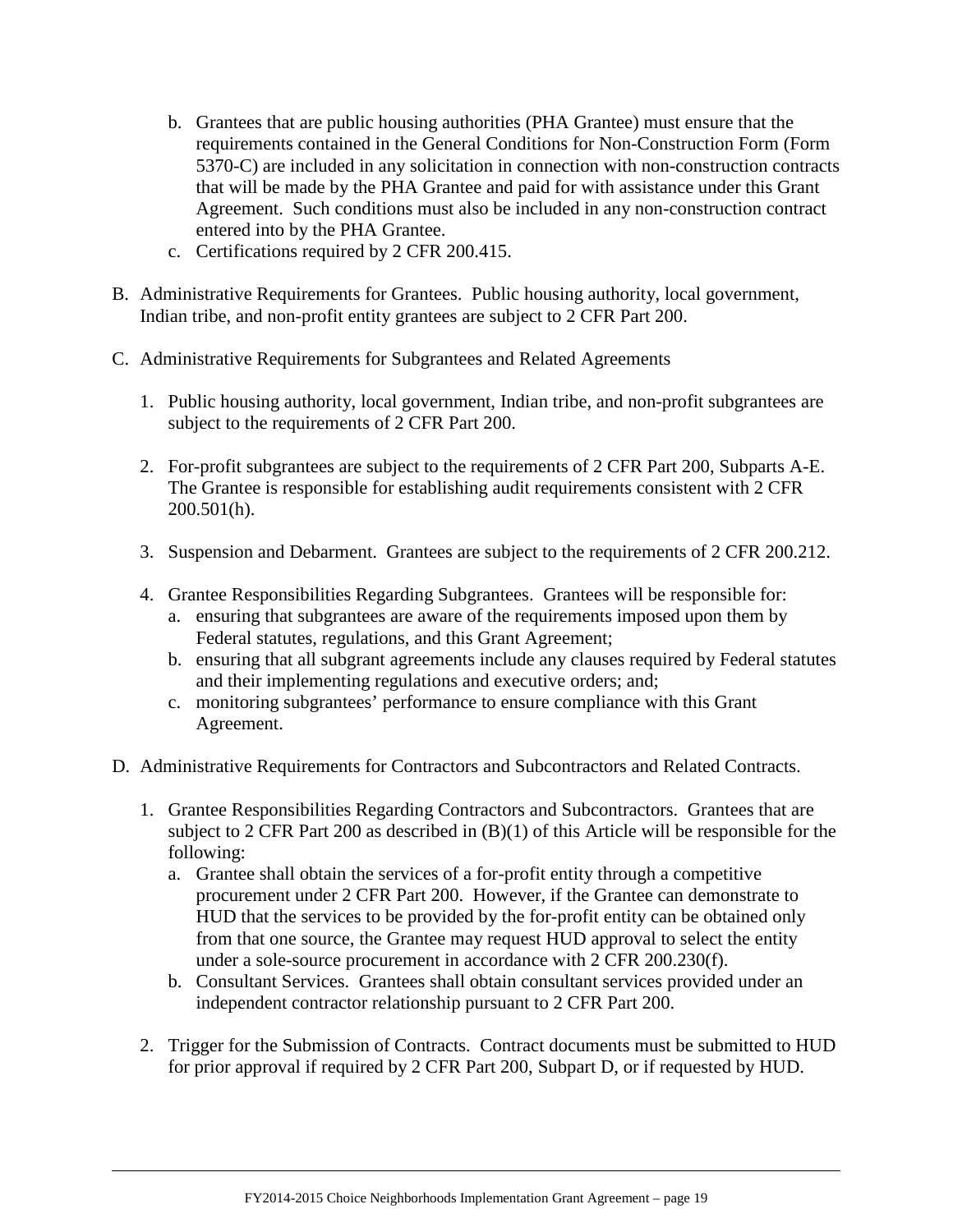b. Grantees that are public housing authorities (PHA Grantee) must ensure that the requirements contained in the General Conditions for Non-Construction Form (Form 5370-C) are included in any solicitation in connection with non-construction contracts that will be made by the PHA Grantee and paid for with assistance under this Grant Agreement. Such conditions must also be included in any non-construction contract entered into by the PHA Grantee.

c. Certifications required by 2 CFR 200.415.

B. Administrative Requirements for Grantees. Public housing authority, local government, Indian tribe, and non-profit entity grantees are subject to 2 CFR Part 200.

C. Administrative Requirements for Subgrantees and Related Agreements

1. Public housing authority, local government, Indian tribe, and non-profit subgrantees are subject to the requirements of 2 CFR Part 200.

2. For-profit subgrantees are subject to the requirements of 2 CFR Part 200, Subparts A-E. The Grantee is responsible for establishing audit requirements consistent with 2 CFR 200.501(h).

3. Suspension and Debarment. Grantees are subject to the requirements of 2 CFR 200.212.

4. Grantee Responsibilities Regarding Subgrantees. Grantees will be responsible for:
   a. ensuring that subgrantees are aware of the requirements imposed upon them by Federal statutes, regulations, and this Grant Agreement;
   b. ensuring that all subgrant agreements include any clauses required by Federal statutes and their implementing regulations and executive orders; and;
   c. monitoring subgrantees' performance to ensure compliance with this Grant Agreement.

D. Administrative Requirements for Contractors and Subcontractors and Related Contracts.

1. Grantee Responsibilities Regarding Contractors and Subcontractors. Grantees that are subject to 2 CFR Part 200 as described in (B)(1) of this Article will be responsible for the following:
   a. Grantee shall obtain the services of a for-profit entity through a competitive procurement under 2 CFR Part 200. However, if the Grantee can demonstrate to HUD that the services to be provided by the for-profit entity can be obtained only from that one source, the Grantee may request HUD approval to select the entity under a sole-source procurement in accordance with 2 CFR 200.230(f).
   b. Consultant Services. Grantees shall obtain consultant services provided under an independent contractor relationship pursuant to 2 CFR Part 200.

2. Trigger for the Submission of Contracts. Contract documents must be submitted to HUD for prior approval if required by 2 CFR Part 200, Subpart D, or if requested by HUD.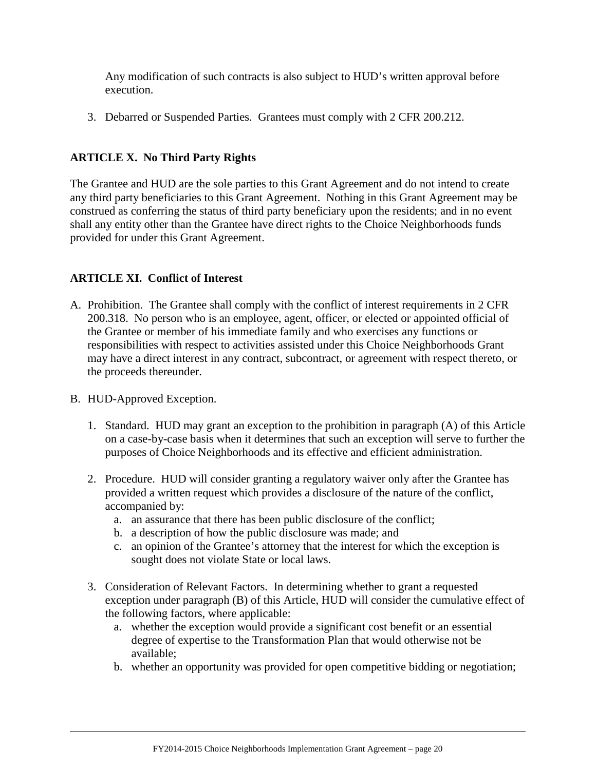Any modification of such contracts is also subject to HUD's written approval before execution.

3. Debarred or Suspended Parties. Grantees must comply with 2 CFR 200.212.

## ARTICLE X. No Third Party Rights

The Grantee and HUD are the sole parties to this Grant Agreement and do not intend to create any third party beneficiaries to this Grant Agreement. Nothing in this Grant Agreement may be construed as conferring the status of third party beneficiary upon the residents; and in no event shall any entity other than the Grantee have direct rights to the Choice Neighborhoods funds provided for under this Grant Agreement.

## ARTICLE XI. Conflict of Interest

A. Prohibition. The Grantee shall comply with the conflict of interest requirements in 2 CFR 200.318. No person who is an employee, agent, officer, or elected or appointed official of the Grantee or member of his immediate family and who exercises any functions or responsibilities with respect to activities assisted under this Choice Neighborhoods Grant may have a direct interest in any contract, subcontract, or agreement with respect thereto, or the proceeds thereunder.

B. HUD-Approved Exception.

   1. Standard. HUD may grant an exception to the prohibition in paragraph (A) of this Article on a case-by-case basis when it determines that such an exception will serve to further the purposes of Choice Neighborhoods and its effective and efficient administration.

   2. Procedure. HUD will consider granting a regulatory waiver only after the Grantee has provided a written request which provides a disclosure of the nature of the conflict, accompanied by:
      a. an assurance that there has been public disclosure of the conflict;
      b. a description of how the public disclosure was made; and
      c. an opinion of the Grantee's attorney that the interest for which the exception is sought does not violate State or local laws.

   3. Consideration of Relevant Factors. In determining whether to grant a requested exception under paragraph (B) of this Article, HUD will consider the cumulative effect of the following factors, where applicable:
      a. whether the exception would provide a significant cost benefit or an essential degree of expertise to the Transformation Plan that would otherwise not be available;
      b. whether an opportunity was provided for open competitive bidding or negotiation;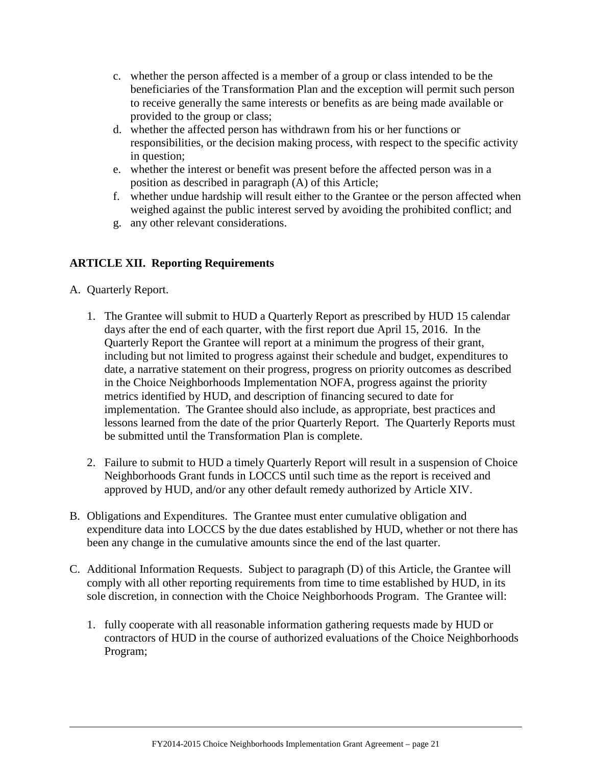c. whether the person affected is a member of a group or class intended to be the beneficiaries of the Transformation Plan and the exception will permit such person to receive generally the same interests or benefits as are being made available or provided to the group or class;
d. whether the affected person has withdrawn from his or her functions or responsibilities, or the decision making process, with respect to the specific activity in question;
e. whether the interest or benefit was present before the affected person was in a position as described in paragraph (A) of this Article;
f. whether undue hardship will result either to the Grantee or the person affected when weighed against the public interest served by avoiding the prohibited conflict; and
g. any other relevant considerations.

## ARTICLE XII. Reporting Requirements

A. Quarterly Report.

1. The Grantee will submit to HUD a Quarterly Report as prescribed by HUD 15 calendar days after the end of each quarter, with the first report due April 15, 2016. In the Quarterly Report the Grantee will report at a minimum the progress of their grant, including but not limited to progress against their schedule and budget, expenditures to date, a narrative statement on their progress, progress on priority outcomes as described in the Choice Neighborhoods Implementation NOFA, progress against the priority metrics identified by HUD, and description of financing secured to date for implementation. The Grantee should also include, as appropriate, best practices and lessons learned from the date of the prior Quarterly Report. The Quarterly Reports must be submitted until the Transformation Plan is complete.

2. Failure to submit to HUD a timely Quarterly Report will result in a suspension of Choice Neighborhoods Grant funds in LOCCS until such time as the report is received and approved by HUD, and/or any other default remedy authorized by Article XIV.

B. Obligations and Expenditures. The Grantee must enter cumulative obligation and expenditure data into LOCCS by the due dates established by HUD, whether or not there has been any change in the cumulative amounts since the end of the last quarter.

C. Additional Information Requests. Subject to paragraph (D) of this Article, the Grantee will comply with all other reporting requirements from time to time established by HUD, in its sole discretion, in connection with the Choice Neighborhoods Program. The Grantee will:

1. fully cooperate with all reasonable information gathering requests made by HUD or contractors of HUD in the course of authorized evaluations of the Choice Neighborhoods Program;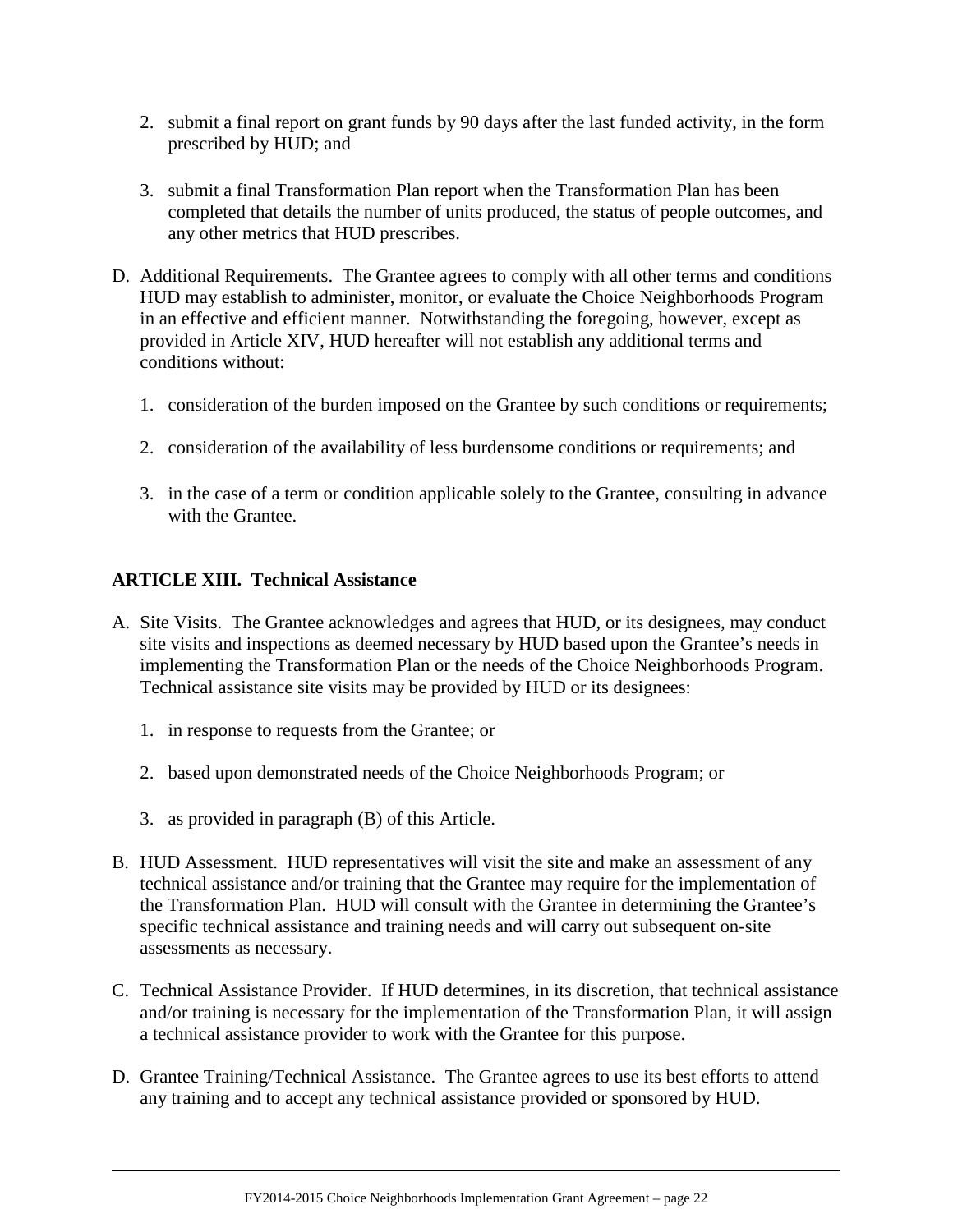2. submit a final report on grant funds by 90 days after the last funded activity, in the form prescribed by HUD; and

3. submit a final Transformation Plan report when the Transformation Plan has been completed that details the number of units produced, the status of people outcomes, and any other metrics that HUD prescribes.

D. Additional Requirements. The Grantee agrees to comply with all other terms and conditions HUD may establish to administer, monitor, or evaluate the Choice Neighborhoods Program in an effective and efficient manner. Notwithstanding the foregoing, however, except as provided in Article XIV, HUD hereafter will not establish any additional terms and conditions without:

   1. consideration of the burden imposed on the Grantee by such conditions or requirements;

   2. consideration of the availability of less burdensome conditions or requirements; and

   3. in the case of a term or condition applicable solely to the Grantee, consulting in advance with the Grantee.

## ARTICLE XIII. Technical Assistance

A. Site Visits. The Grantee acknowledges and agrees that HUD, or its designees, may conduct site visits and inspections as deemed necessary by HUD based upon the Grantee's needs in implementing the Transformation Plan or the needs of the Choice Neighborhoods Program. Technical assistance site visits may be provided by HUD or its designees:

   1. in response to requests from the Grantee; or

   2. based upon demonstrated needs of the Choice Neighborhoods Program; or

   3. as provided in paragraph (B) of this Article.

B. HUD Assessment. HUD representatives will visit the site and make an assessment of any technical assistance and/or training that the Grantee may require for the implementation of the Transformation Plan. HUD will consult with the Grantee in determining the Grantee's specific technical assistance and training needs and will carry out subsequent on-site assessments as necessary.

C. Technical Assistance Provider. If HUD determines, in its discretion, that technical assistance and/or training is necessary for the implementation of the Transformation Plan, it will assign a technical assistance provider to work with the Grantee for this purpose.

D. Grantee Training/Technical Assistance. The Grantee agrees to use its best efforts to attend any training and to accept any technical assistance provided or sponsored by HUD.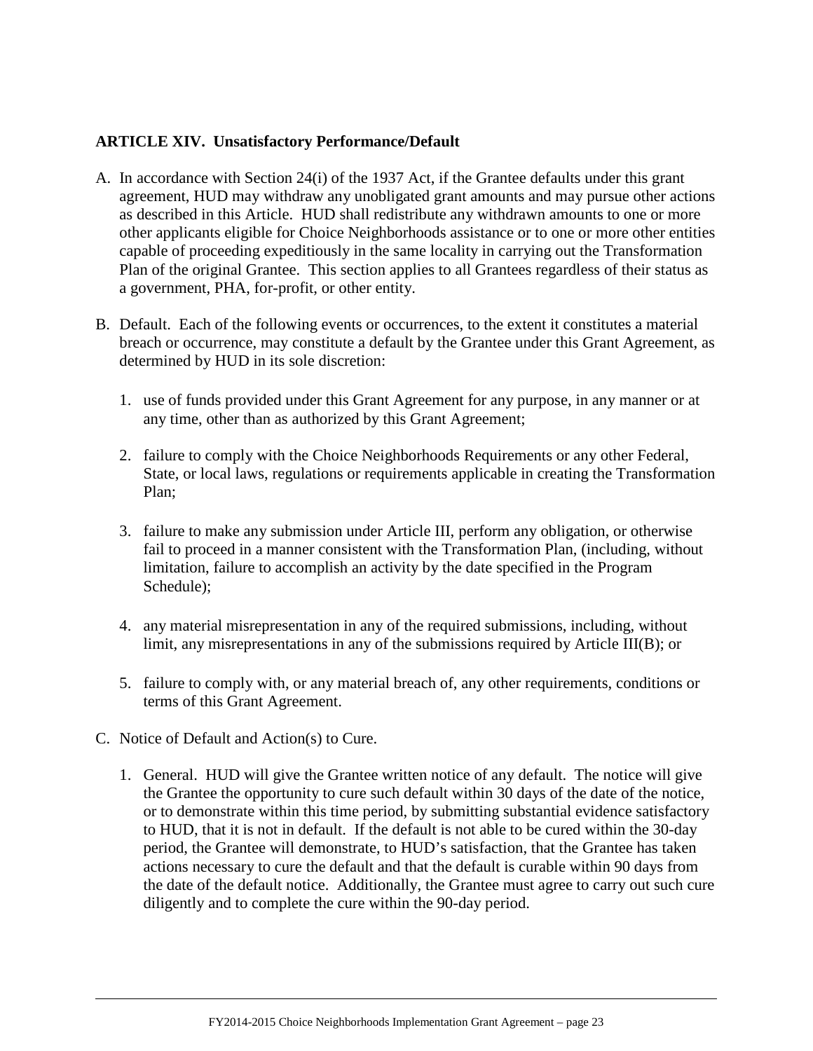**ARTICLE XIV. Unsatisfactory Performance/Default**

A. In accordance with Section 24(i) of the 1937 Act, if the Grantee defaults under this grant agreement, HUD may withdraw any unobligated grant amounts and may pursue other actions as described in this Article. HUD shall redistribute any withdrawn amounts to one or more other applicants eligible for Choice Neighborhoods assistance or to one or more other entities capable of proceeding expeditiously in the same locality in carrying out the Transformation Plan of the original Grantee. This section applies to all Grantees regardless of their status as a government, PHA, for-profit, or other entity.

B. Default. Each of the following events or occurrences, to the extent it constitutes a material breach or occurrence, may constitute a default by the Grantee under this Grant Agreement, as determined by HUD in its sole discretion:

   1. use of funds provided under this Grant Agreement for any purpose, in any manner or at any time, other than as authorized by this Grant Agreement;

   2. failure to comply with the Choice Neighborhoods Requirements or any other Federal, State, or local laws, regulations or requirements applicable in creating the Transformation Plan;

   3. failure to make any submission under Article III, perform any obligation, or otherwise fail to proceed in a manner consistent with the Transformation Plan, (including, without limitation, failure to accomplish an activity by the date specified in the Program Schedule);

   4. any material misrepresentation in any of the required submissions, including, without limit, any misrepresentations in any of the submissions required by Article III(B); or

   5. failure to comply with, or any material breach of, any other requirements, conditions or terms of this Grant Agreement.

C. Notice of Default and Action(s) to Cure.

   1. General. HUD will give the Grantee written notice of any default. The notice will give the Grantee the opportunity to cure such default within 30 days of the date of the notice, or to demonstrate within this time period, by submitting substantial evidence satisfactory to HUD, that it is not in default. If the default is not able to be cured within the 30-day period, the Grantee will demonstrate, to HUD's satisfaction, that the Grantee has taken actions necessary to cure the default and that the default is curable within 90 days from the date of the default notice. Additionally, the Grantee must agree to carry out such cure diligently and to complete the cure within the 90-day period.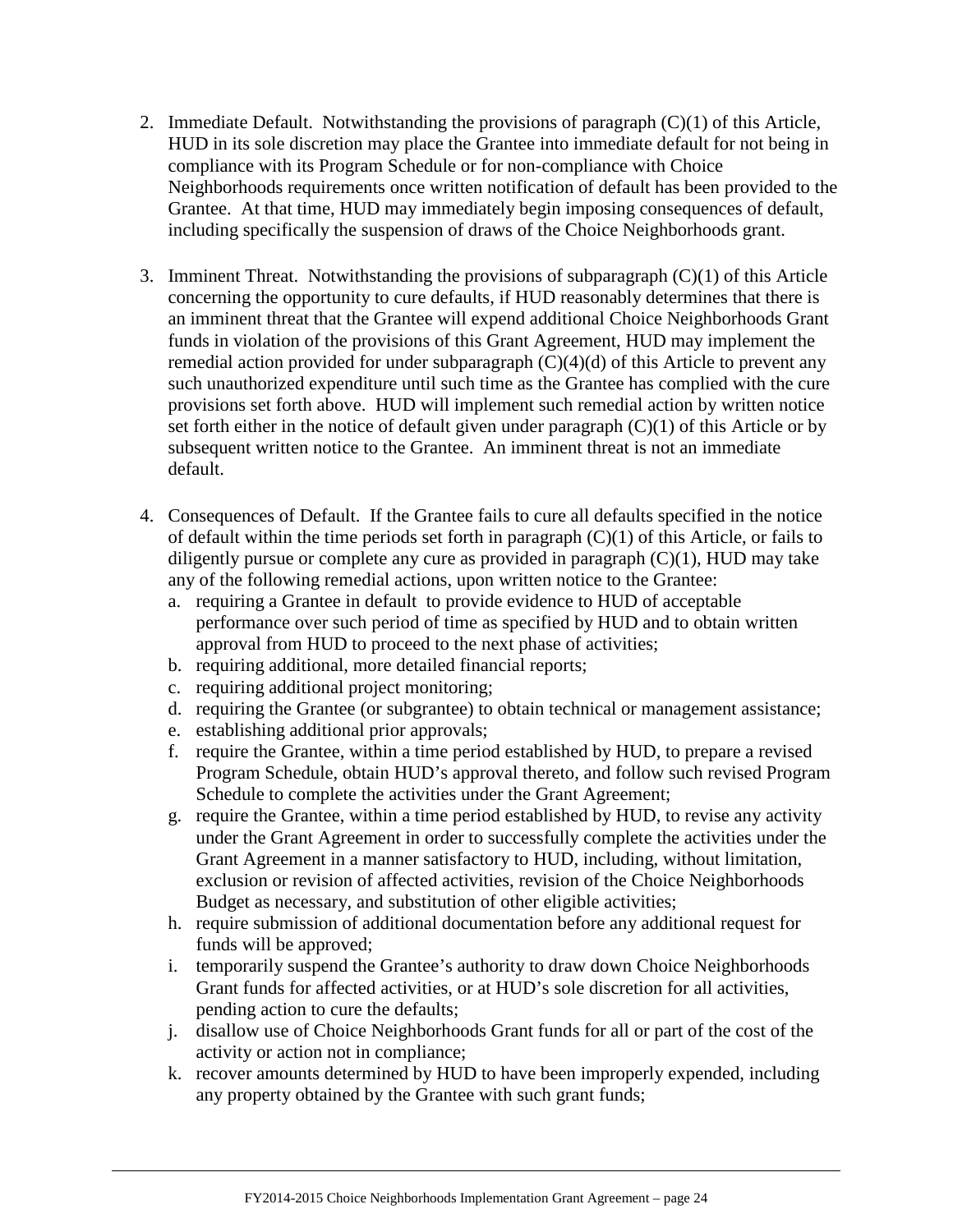2. Immediate Default. Notwithstanding the provisions of paragraph (C)(1) of this Article, HUD in its sole discretion may place the Grantee into immediate default for not being in compliance with its Program Schedule or for non-compliance with Choice Neighborhoods requirements once written notification of default has been provided to the Grantee. At that time, HUD may immediately begin imposing consequences of default, including specifically the suspension of draws of the Choice Neighborhoods grant.

3. Imminent Threat. Notwithstanding the provisions of subparagraph (C)(1) of this Article concerning the opportunity to cure defaults, if HUD reasonably determines that there is an imminent threat that the Grantee will expend additional Choice Neighborhoods Grant funds in violation of the provisions of this Grant Agreement, HUD may implement the remedial action provided for under subparagraph (C)(4)(d) of this Article to prevent any such unauthorized expenditure until such time as the Grantee has complied with the cure provisions set forth above. HUD will implement such remedial action by written notice set forth either in the notice of default given under paragraph (C)(1) of this Article or by subsequent written notice to the Grantee. An imminent threat is not an immediate default.

4. Consequences of Default. If the Grantee fails to cure all defaults specified in the notice of default within the time periods set forth in paragraph (C)(1) of this Article, or fails to diligently pursue or complete any cure as provided in paragraph (C)(1), HUD may take any of the following remedial actions, upon written notice to the Grantee:
   a. requiring a Grantee in default to provide evidence to HUD of acceptable performance over such period of time as specified by HUD and to obtain written approval from HUD to proceed to the next phase of activities;
   b. requiring additional, more detailed financial reports;
   c. requiring additional project monitoring;
   d. requiring the Grantee (or subgrantee) to obtain technical or management assistance;
   e. establishing additional prior approvals;
   f. require the Grantee, within a time period established by HUD, to prepare a revised Program Schedule, obtain HUD's approval thereto, and follow such revised Program Schedule to complete the activities under the Grant Agreement;
   g. require the Grantee, within a time period established by HUD, to revise any activity under the Grant Agreement in order to successfully complete the activities under the Grant Agreement in a manner satisfactory to HUD, including, without limitation, exclusion or revision of affected activities, revision of the Choice Neighborhoods Budget as necessary, and substitution of other eligible activities;
   h. require submission of additional documentation before any additional request for funds will be approved;
   i. temporarily suspend the Grantee's authority to draw down Choice Neighborhoods Grant funds for affected activities, or at HUD's sole discretion for all activities, pending action to cure the defaults;
   j. disallow use of Choice Neighborhoods Grant funds for all or part of the cost of the activity or action not in compliance;
   k. recover amounts determined by HUD to have been improperly expended, including any property obtained by the Grantee with such grant funds;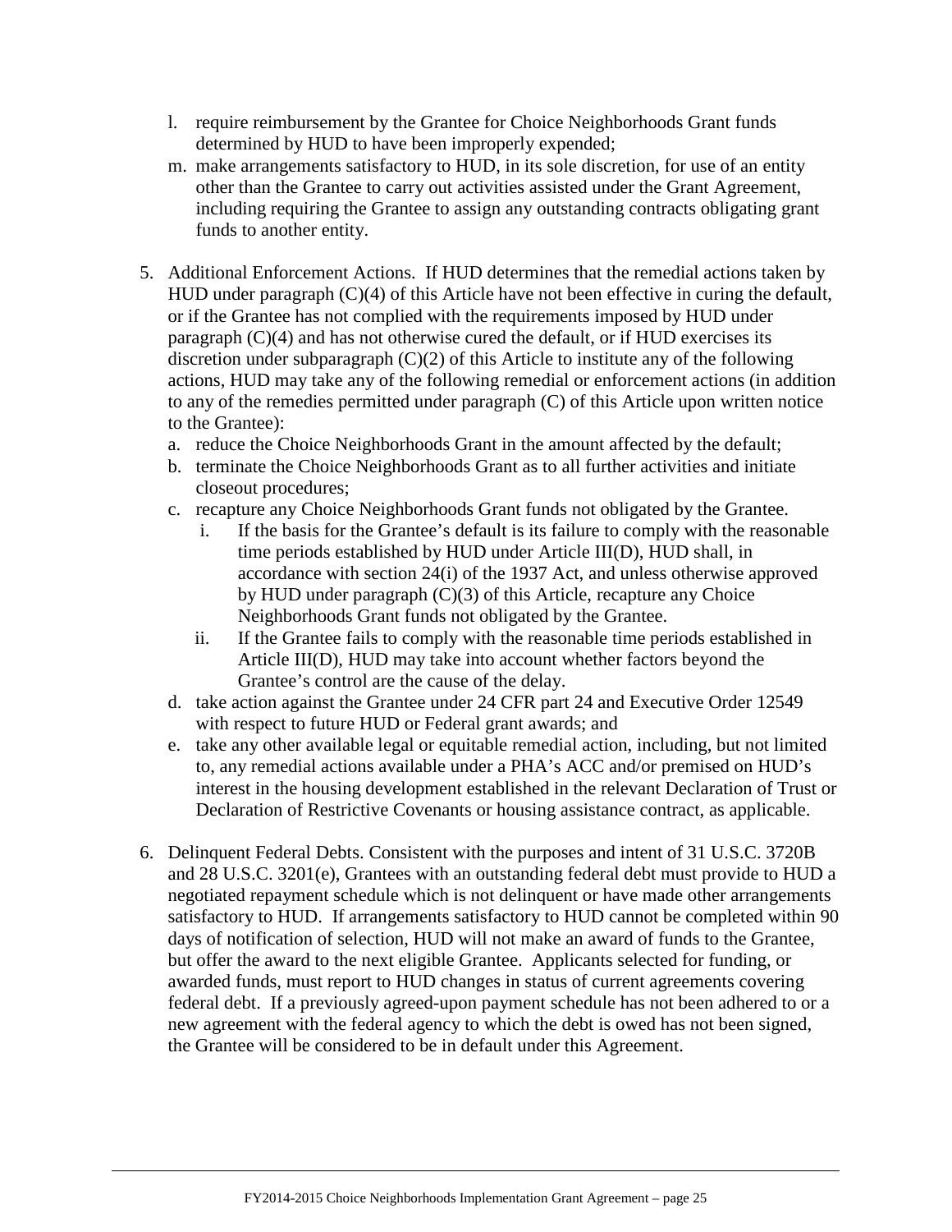l. require reimbursement by the Grantee for Choice Neighborhoods Grant funds determined by HUD to have been improperly expended;

m. make arrangements satisfactory to HUD, in its sole discretion, for use of an entity other than the Grantee to carry out activities assisted under the Grant Agreement, including requiring the Grantee to assign any outstanding contracts obligating grant funds to another entity.

5. Additional Enforcement Actions. If HUD determines that the remedial actions taken by HUD under paragraph (C)(4) of this Article have not been effective in curing the default, or if the Grantee has not complied with the requirements imposed by HUD under paragraph (C)(4) and has not otherwise cured the default, or if HUD exercises its discretion under subparagraph (C)(2) of this Article to institute any of the following actions, HUD may take any of the following remedial or enforcement actions (in addition to any of the remedies permitted under paragraph (C) of this Article upon written notice to the Grantee):
   a. reduce the Choice Neighborhoods Grant in the amount affected by the default;
   b. terminate the Choice Neighborhoods Grant as to all further activities and initiate closeout procedures;
   c. recapture any Choice Neighborhoods Grant funds not obligated by the Grantee.
      i. If the basis for the Grantee's default is its failure to comply with the reasonable time periods established by HUD under Article III(D), HUD shall, in accordance with section 24(i) of the 1937 Act, and unless otherwise approved by HUD under paragraph (C)(3) of this Article, recapture any Choice Neighborhoods Grant funds not obligated by the Grantee.
      ii. If the Grantee fails to comply with the reasonable time periods established in Article III(D), HUD may take into account whether factors beyond the Grantee's control are the cause of the delay.
   d. take action against the Grantee under 24 CFR part 24 and Executive Order 12549 with respect to future HUD or Federal grant awards; and
   e. take any other available legal or equitable remedial action, including, but not limited to, any remedial actions available under a PHA's ACC and/or premised on HUD's interest in the housing development established in the relevant Declaration of Trust or Declaration of Restrictive Covenants or housing assistance contract, as applicable.

6. Delinquent Federal Debts. Consistent with the purposes and intent of 31 U.S.C. 3720B and 28 U.S.C. 3201(e), Grantees with an outstanding federal debt must provide to HUD a negotiated repayment schedule which is not delinquent or have made other arrangements satisfactory to HUD. If arrangements satisfactory to HUD cannot be completed within 90 days of notification of selection, HUD will not make an award of funds to the Grantee, but offer the award to the next eligible Grantee. Applicants selected for funding, or awarded funds, must report to HUD changes in status of current agreements covering federal debt. If a previously agreed-upon payment schedule has not been adhered to or a new agreement with the federal agency to which the debt is owed has not been signed, the Grantee will be considered to be in default under this Agreement.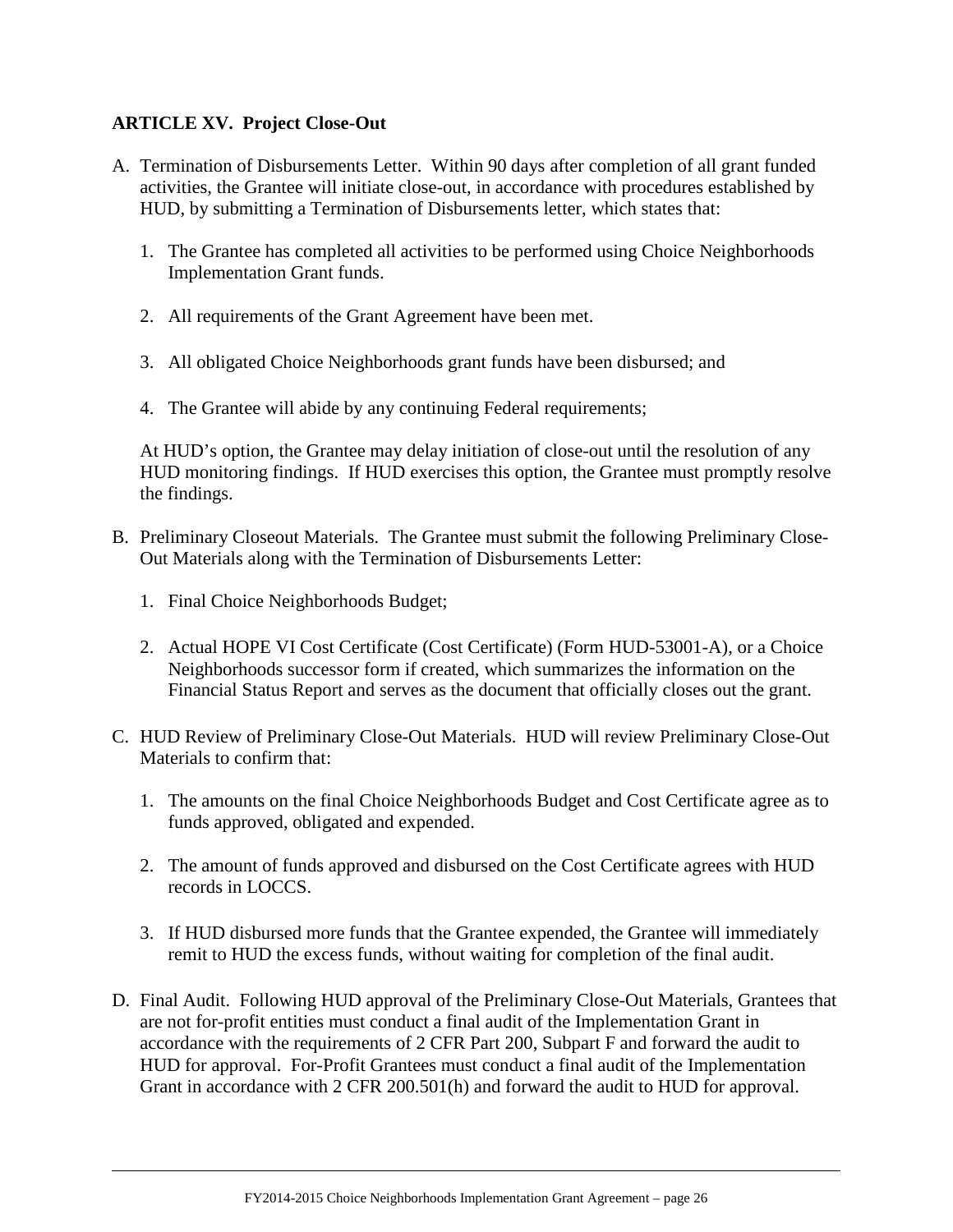## ARTICLE XV. Project Close-Out

A. Termination of Disbursements Letter. Within 90 days after completion of all grant funded activities, the Grantee will initiate close-out, in accordance with procedures established by HUD, by submitting a Termination of Disbursements letter, which states that:

   1. The Grantee has completed all activities to be performed using Choice Neighborhoods Implementation Grant funds.

   2. All requirements of the Grant Agreement have been met.

   3. All obligated Choice Neighborhoods grant funds have been disbursed; and

   4. The Grantee will abide by any continuing Federal requirements;

   At HUD's option, the Grantee may delay initiation of close-out until the resolution of any HUD monitoring findings. If HUD exercises this option, the Grantee must promptly resolve the findings.

B. Preliminary Closeout Materials. The Grantee must submit the following Preliminary Close-Out Materials along with the Termination of Disbursements Letter:

   1. Final Choice Neighborhoods Budget;

   2. Actual HOPE VI Cost Certificate (Cost Certificate) (Form HUD-53001-A), or a Choice Neighborhoods successor form if created, which summarizes the information on the Financial Status Report and serves as the document that officially closes out the grant.

C. HUD Review of Preliminary Close-Out Materials. HUD will review Preliminary Close-Out Materials to confirm that:

   1. The amounts on the final Choice Neighborhoods Budget and Cost Certificate agree as to funds approved, obligated and expended.

   2. The amount of funds approved and disbursed on the Cost Certificate agrees with HUD records in LOCCS.

   3. If HUD disbursed more funds that the Grantee expended, the Grantee will immediately remit to HUD the excess funds, without waiting for completion of the final audit.

D. Final Audit. Following HUD approval of the Preliminary Close-Out Materials, Grantees that are not for-profit entities must conduct a final audit of the Implementation Grant in accordance with the requirements of 2 CFR Part 200, Subpart F and forward the audit to HUD for approval. For-Profit Grantees must conduct a final audit of the Implementation Grant in accordance with 2 CFR 200.501(h) and forward the audit to HUD for approval.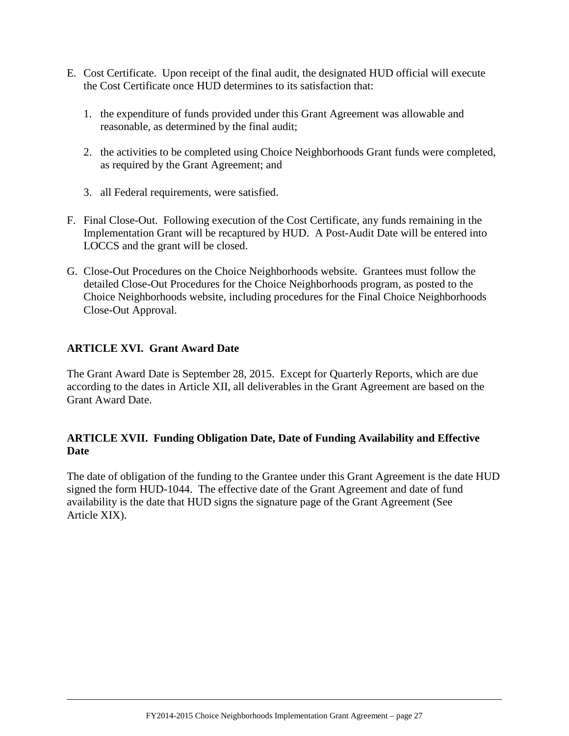E. Cost Certificate. Upon receipt of the final audit, the designated HUD official will execute the Cost Certificate once HUD determines to its satisfaction that:

   1. the expenditure of funds provided under this Grant Agreement was allowable and reasonable, as determined by the final audit;

   2. the activities to be completed using Choice Neighborhoods Grant funds were completed, as required by the Grant Agreement; and

   3. all Federal requirements, were satisfied.

F. Final Close-Out. Following execution of the Cost Certificate, any funds remaining in the Implementation Grant will be recaptured by HUD. A Post-Audit Date will be entered into LOCCS and the grant will be closed.

G. Close-Out Procedures on the Choice Neighborhoods website. Grantees must follow the detailed Close-Out Procedures for the Choice Neighborhoods program, as posted to the Choice Neighborhoods website, including procedures for the Final Choice Neighborhoods Close-Out Approval.

**ARTICLE XVI. Grant Award Date**

The Grant Award Date is September 28, 2015. Except for Quarterly Reports, which are due according to the dates in Article XII, all deliverables in the Grant Agreement are based on the Grant Award Date.

**ARTICLE XVII. Funding Obligation Date, Date of Funding Availability and Effective Date**

The date of obligation of the funding to the Grantee under this Grant Agreement is the date HUD signed the form HUD-1044. The effective date of the Grant Agreement and date of fund availability is the date that HUD signs the signature page of the Grant Agreement (See Article XIX).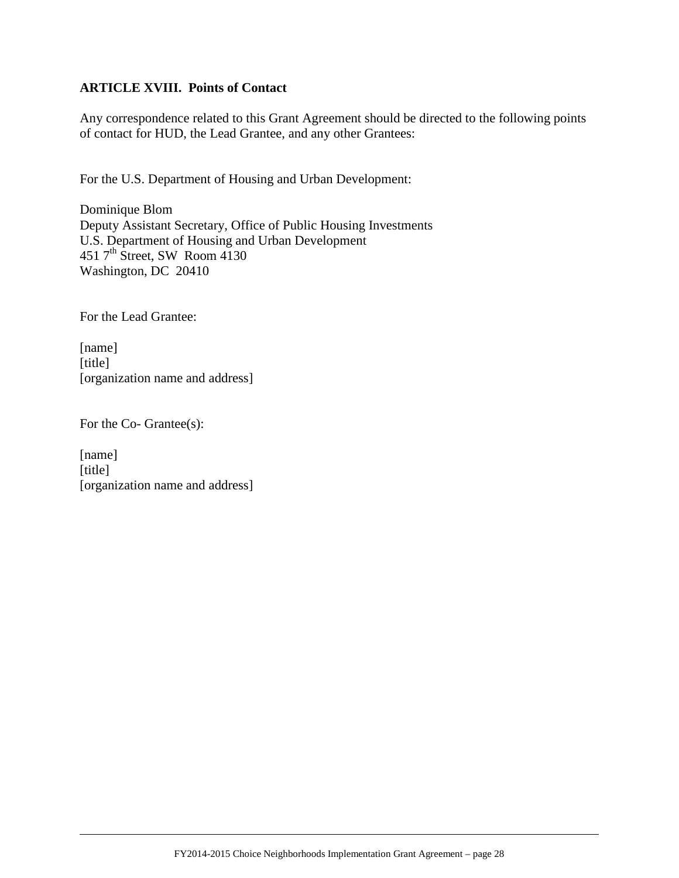## ARTICLE XVIII. Points of Contact

Any correspondence related to this Grant Agreement should be directed to the following points of contact for HUD, the Lead Grantee, and any other Grantees:

For the U.S. Department of Housing and Urban Development:

Dominique Blom
Deputy Assistant Secretary, Office of Public Housing Investments
U.S. Department of Housing and Urban Development
451 7th Street, SW Room 4130
Washington, DC 20410

For the Lead Grantee:

[name]
[title]
[organization name and address]

For the Co- Grantee(s):

[name]
[title]
[organization name and address]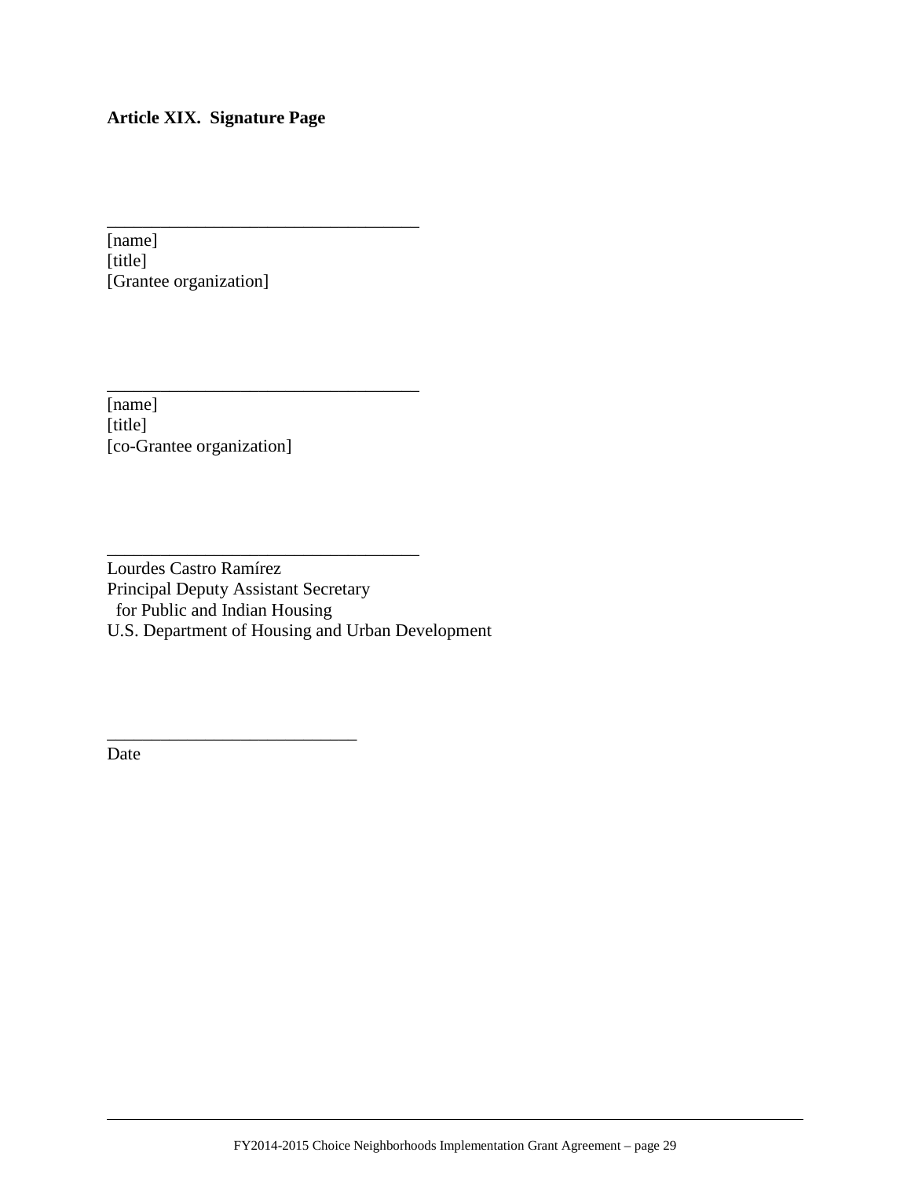**Article XIX. Signature Page**

\_\_\_\_\_\_\_\_\_\_\_\_\_\_\_\_\_\_\_\_\_\_\_\_\_\_\_\_\_\_\_\_\_\_\_
[name]
[title]
[Grantee organization]

\_\_\_\_\_\_\_\_\_\_\_\_\_\_\_\_\_\_\_\_\_\_\_\_\_\_\_\_\_\_\_\_\_\_\_
[name]
[title]
[co-Grantee organization]

\_\_\_\_\_\_\_\_\_\_\_\_\_\_\_\_\_\_\_\_\_\_\_\_\_\_\_\_\_\_\_\_\_\_\_
Lourdes Castro Ramírez
Principal Deputy Assistant Secretary
for Public and Indian Housing
U.S. Department of Housing and Urban Development

\_\_\_\_\_\_\_\_\_\_\_\_\_\_\_\_\_\_\_\_\_\_\_\_\_\_\_\_
Date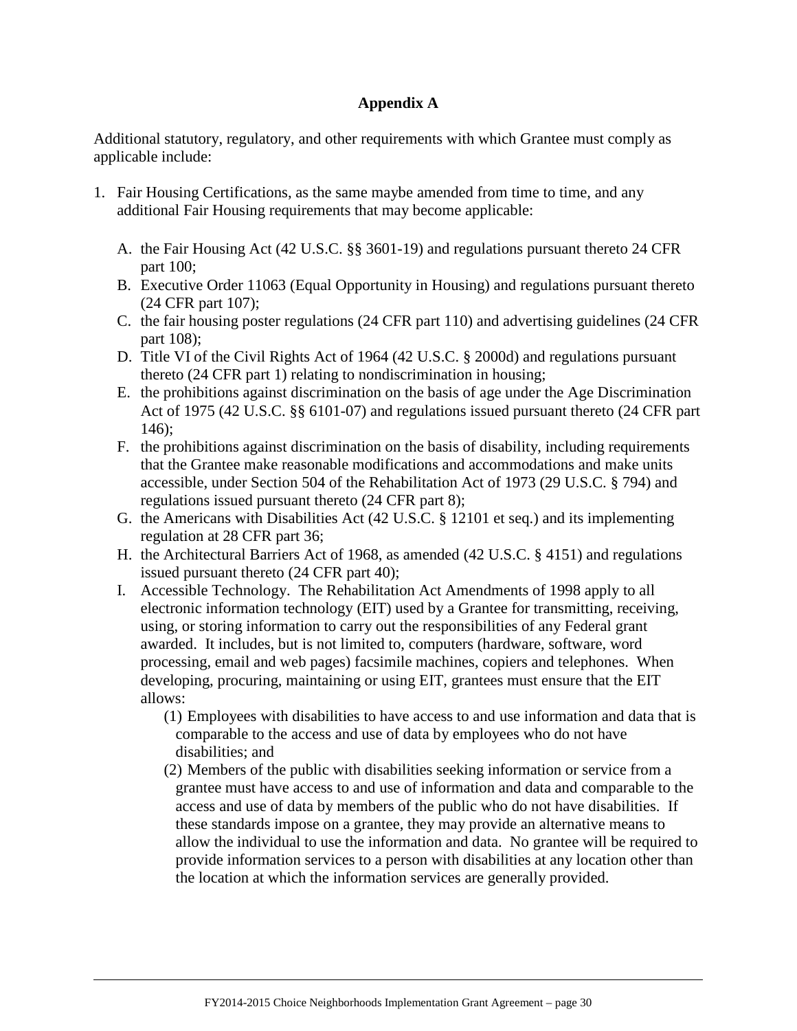## Appendix A

Additional statutory, regulatory, and other requirements with which Grantee must comply as applicable include:

1. Fair Housing Certifications, as the same maybe amended from time to time, and any additional Fair Housing requirements that may become applicable:

   A. the Fair Housing Act (42 U.S.C. §§ 3601-19) and regulations pursuant thereto 24 CFR part 100;

   B. Executive Order 11063 (Equal Opportunity in Housing) and regulations pursuant thereto (24 CFR part 107);

   C. the fair housing poster regulations (24 CFR part 110) and advertising guidelines (24 CFR part 108);

   D. Title VI of the Civil Rights Act of 1964 (42 U.S.C. § 2000d) and regulations pursuant thereto (24 CFR part 1) relating to nondiscrimination in housing;

   E. the prohibitions against discrimination on the basis of age under the Age Discrimination Act of 1975 (42 U.S.C. §§ 6101-07) and regulations issued pursuant thereto (24 CFR part 146);

   F. the prohibitions against discrimination on the basis of disability, including requirements that the Grantee make reasonable modifications and accommodations and make units accessible, under Section 504 of the Rehabilitation Act of 1973 (29 U.S.C. § 794) and regulations issued pursuant thereto (24 CFR part 8);

   G. the Americans with Disabilities Act (42 U.S.C. § 12101 et seq.) and its implementing regulation at 28 CFR part 36;

   H. the Architectural Barriers Act of 1968, as amended (42 U.S.C. § 4151) and regulations issued pursuant thereto (24 CFR part 40);

   I. Accessible Technology. The Rehabilitation Act Amendments of 1998 apply to all electronic information technology (EIT) used by a Grantee for transmitting, receiving, using, or storing information to carry out the responsibilities of any Federal grant awarded. It includes, but is not limited to, computers (hardware, software, word processing, email and web pages) facsimile machines, copiers and telephones. When developing, procuring, maintaining or using EIT, grantees must ensure that the EIT allows:

      (1) Employees with disabilities to have access to and use information and data that is comparable to the access and use of data by employees who do not have disabilities; and

      (2) Members of the public with disabilities seeking information or service from a grantee must have access to and use of information and data and comparable to the access and use of data by members of the public who do not have disabilities. If these standards impose on a grantee, they may provide an alternative means to allow the individual to use the information and data. No grantee will be required to provide information services to a person with disabilities at any location other than the location at which the information services are generally provided.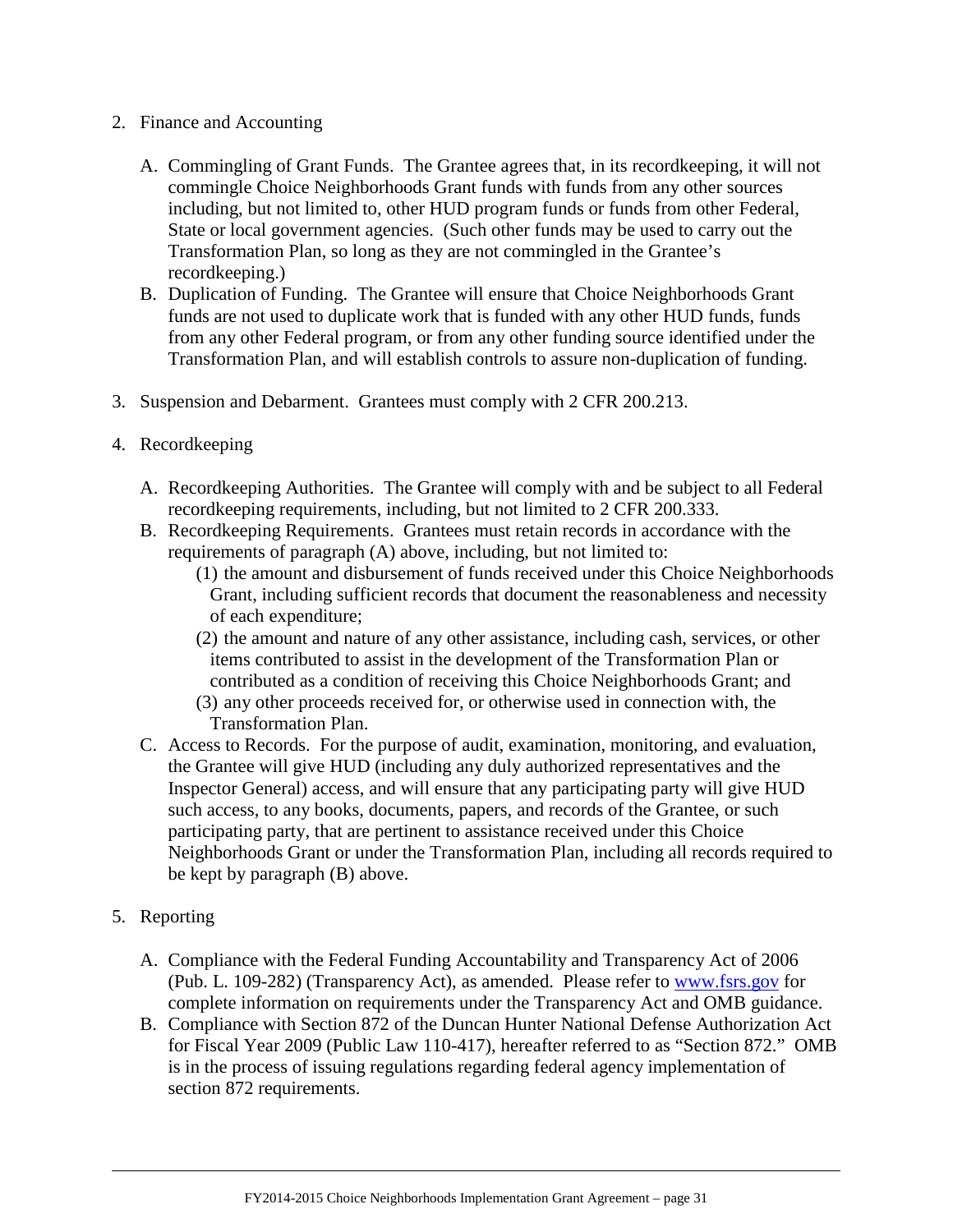2. Finance and Accounting

   A. Commingling of Grant Funds. The Grantee agrees that, in its recordkeeping, it will not commingle Choice Neighborhoods Grant funds with funds from any other sources including, but not limited to, other HUD program funds or funds from other Federal, State or local government agencies. (Such other funds may be used to carry out the Transformation Plan, so long as they are not commingled in the Grantee's recordkeeping.)
   B. Duplication of Funding. The Grantee will ensure that Choice Neighborhoods Grant funds are not used to duplicate work that is funded with any other HUD funds, funds from any other Federal program, or from any other funding source identified under the Transformation Plan, and will establish controls to assure non-duplication of funding.

3. Suspension and Debarment. Grantees must comply with 2 CFR 200.213.

4. Recordkeeping

   A. Recordkeeping Authorities. The Grantee will comply with and be subject to all Federal recordkeeping requirements, including, but not limited to 2 CFR 200.333.
   B. Recordkeeping Requirements. Grantees must retain records in accordance with the requirements of paragraph (A) above, including, but not limited to:
      (1) the amount and disbursement of funds received under this Choice Neighborhoods Grant, including sufficient records that document the reasonableness and necessity of each expenditure;
      (2) the amount and nature of any other assistance, including cash, services, or other items contributed to assist in the development of the Transformation Plan or contributed as a condition of receiving this Choice Neighborhoods Grant; and
      (3) any other proceeds received for, or otherwise used in connection with, the Transformation Plan.
   C. Access to Records. For the purpose of audit, examination, monitoring, and evaluation, the Grantee will give HUD (including any duly authorized representatives and the Inspector General) access, and will ensure that any participating party will give HUD such access, to any books, documents, papers, and records of the Grantee, or such participating party, that are pertinent to assistance received under this Choice Neighborhoods Grant or under the Transformation Plan, including all records required to be kept by paragraph (B) above.

5. Reporting

   A. Compliance with the Federal Funding Accountability and Transparency Act of 2006 (Pub. L. 109-282) (Transparency Act), as amended. Please refer to www.fsrs.gov for complete information on requirements under the Transparency Act and OMB guidance.
   B. Compliance with Section 872 of the Duncan Hunter National Defense Authorization Act for Fiscal Year 2009 (Public Law 110-417), hereafter referred to as "Section 872." OMB is in the process of issuing regulations regarding federal agency implementation of section 872 requirements.